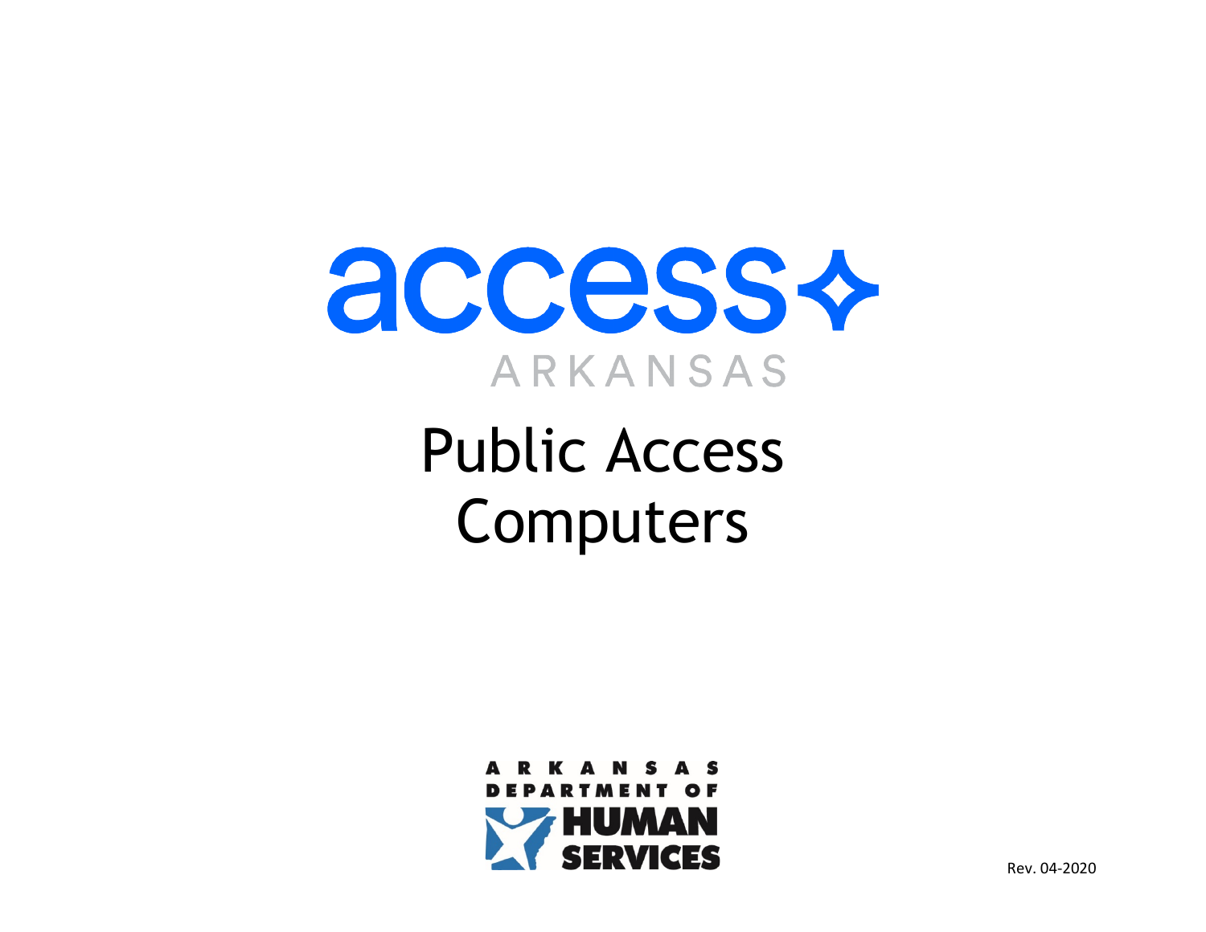access

ARKANSAS

# Public Access Computers

ARKANSAS DEPARTMENT OF HUMAN SERVICES

Rev. 04-2020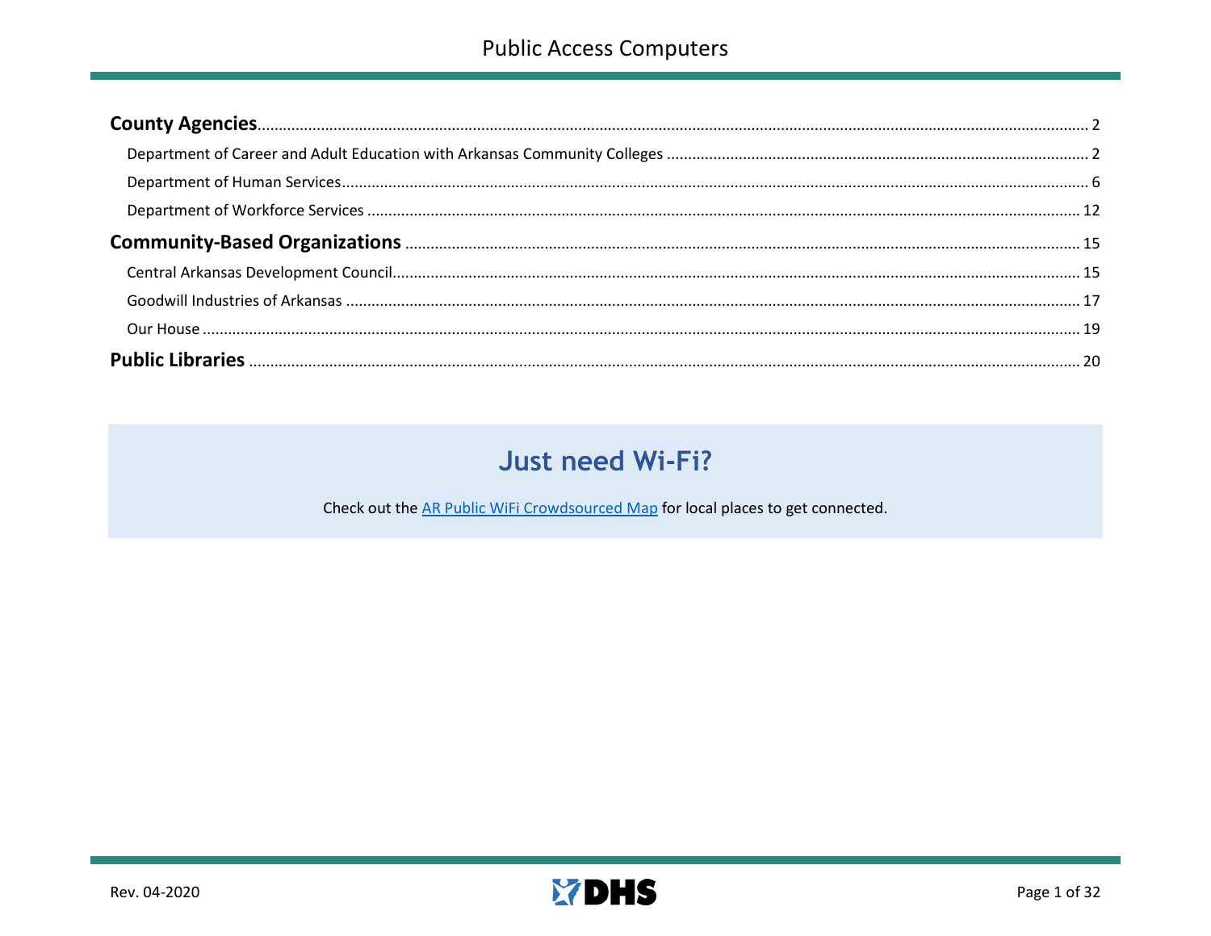# Public Access Computers

**County Agencies** .......... 2

Department of Career and Adult Education with Arkansas Community Colleges .......... 2

Department of Human Services .......... 6

Department of Workforce Services .......... 12

**Community-Based Organizations** .......... 15

Central Arkansas Development Council .......... 15

Goodwill Industries of Arkansas .......... 17

Our House .......... 19

**Public Libraries** .......... 20

## Just need Wi-Fi?

Check out the AR Public WiFi Crowdsourced Map for local places to get connected.

Rev. 04-2020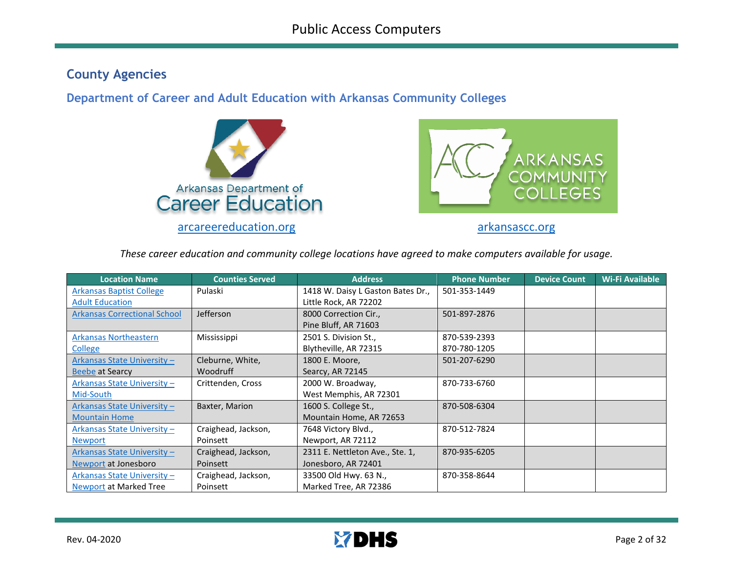## County Agencies

### Department of Career and Adult Education with Arkansas Community Colleges

Arkansas Department of Career Education

arcareereducation.org

ARKANSAS COMMUNITY COLLEGES

arkansascc.org

*These career education and community college locations have agreed to make computers available for usage.*

| Location Name | Counties Served | Address | Phone Number | Device Count | Wi-Fi Available |
|---|---|---|---|---|---|
| Arkansas Baptist College Adult Education | Pulaski | 1418 W. Daisy L Gaston Bates Dr., Little Rock, AR 72202 | 501-353-1449 | | |
| Arkansas Correctional School | Jefferson | 8000 Correction Cir., Pine Bluff, AR 71603 | 501-897-2876 | | |
| Arkansas Northeastern College | Mississippi | 2501 S. Division St., Blytheville, AR 72315 | 870-539-2393 870-780-1205 | | |
| Arkansas State University – Beebe at Searcy | Cleburne, White, Woodruff | 1800 E. Moore, Searcy, AR 72145 | 501-207-6290 | | |
| Arkansas State University – Mid-South | Crittenden, Cross | 2000 W. Broadway, West Memphis, AR 72301 | 870-733-6760 | | |
| Arkansas State University – Mountain Home | Baxter, Marion | 1600 S. College St., Mountain Home, AR 72653 | 870-508-6304 | | |
| Arkansas State University – Newport | Craighead, Jackson, Poinsett | 7648 Victory Blvd., Newport, AR 72112 | 870-512-7824 | | |
| Arkansas State University – Newport at Jonesboro | Craighead, Jackson, Poinsett | 2311 E. Nettleton Ave., Ste. 1, Jonesboro, AR 72401 | 870-935-6205 | | |
| Arkansas State University – Newport at Marked Tree | Craighead, Jackson, Poinsett | 33500 Old Hwy. 63 N., Marked Tree, AR 72386 | 870-358-8644 | | |

Rev. 04-2020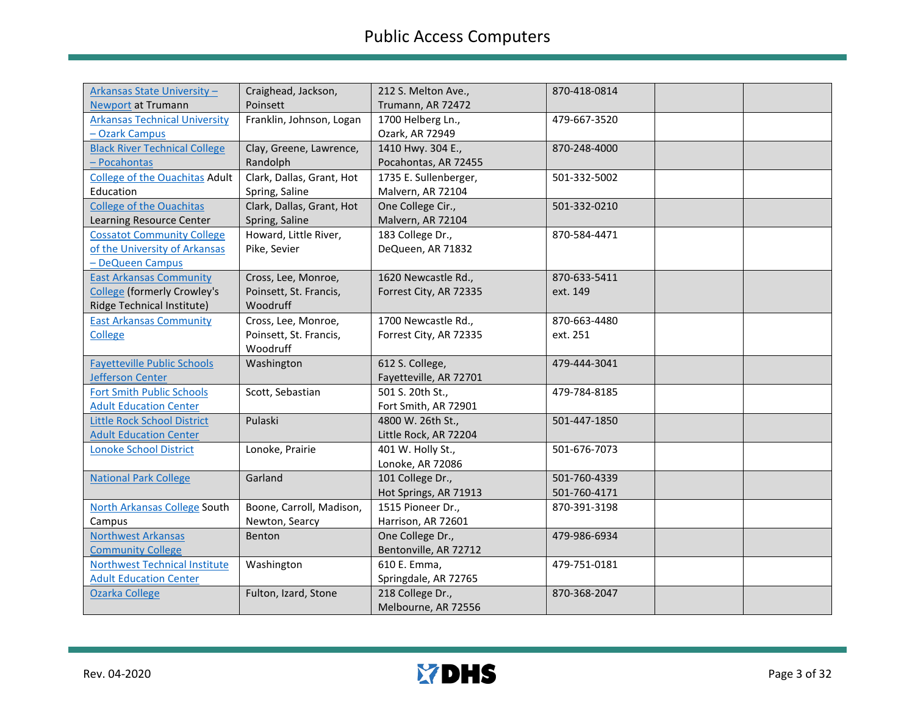| | | | | | |
|---|---|---|---|---|---|
| Arkansas State University – Newport at Trumann | Craighead, Jackson, Poinsett | 212 S. Melton Ave., Trumann, AR 72472 | 870-418-0814 | | |
| Arkansas Technical University – Ozark Campus | Franklin, Johnson, Logan | 1700 Helberg Ln., Ozark, AR 72949 | 479-667-3520 | | |
| Black River Technical College – Pocahontas | Clay, Greene, Lawrence, Randolph | 1410 Hwy. 304 E., Pocahontas, AR 72455 | 870-248-4000 | | |
| College of the Ouachitas Adult Education | Clark, Dallas, Grant, Hot Spring, Saline | 1735 E. Sullenberger, Malvern, AR 72104 | 501-332-5002 | | |
| College of the Ouachitas Learning Resource Center | Clark, Dallas, Grant, Hot Spring, Saline | One College Cir., Malvern, AR 72104 | 501-332-0210 | | |
| Cossatot Community College of the University of Arkansas – DeQueen Campus | Howard, Little River, Pike, Sevier | 183 College Dr., DeQueen, AR 71832 | 870-584-4471 | | |
| East Arkansas Community College (formerly Crowley's Ridge Technical Institute) | Cross, Lee, Monroe, Poinsett, St. Francis, Woodruff | 1620 Newcastle Rd., Forrest City, AR 72335 | 870-633-5411 ext. 149 | | |
| East Arkansas Community College | Cross, Lee, Monroe, Poinsett, St. Francis, Woodruff | 1700 Newcastle Rd., Forrest City, AR 72335 | 870-663-4480 ext. 251 | | |
| Fayetteville Public Schools Jefferson Center | Washington | 612 S. College, Fayetteville, AR 72701 | 479-444-3041 | | |
| Fort Smith Public Schools Adult Education Center | Scott, Sebastian | 501 S. 20th St., Fort Smith, AR 72901 | 479-784-8185 | | |
| Little Rock School District Adult Education Center | Pulaski | 4800 W. 26th St., Little Rock, AR 72204 | 501-447-1850 | | |
| Lonoke School District | Lonoke, Prairie | 401 W. Holly St., Lonoke, AR 72086 | 501-676-7073 | | |
| National Park College | Garland | 101 College Dr., Hot Springs, AR 71913 | 501-760-4339 501-760-4171 | | |
| North Arkansas College South Campus | Boone, Carroll, Madison, Newton, Searcy | 1515 Pioneer Dr., Harrison, AR 72601 | 870-391-3198 | | |
| Northwest Arkansas Community College | Benton | One College Dr., Bentonville, AR 72712 | 479-986-6934 | | |
| Northwest Technical Institute Adult Education Center | Washington | 610 E. Emma, Springdale, AR 72765 | 479-751-0181 | | |
| Ozarka College | Fulton, Izard, Stone | 218 College Dr., Melbourne, AR 72556 | 870-368-2047 | | |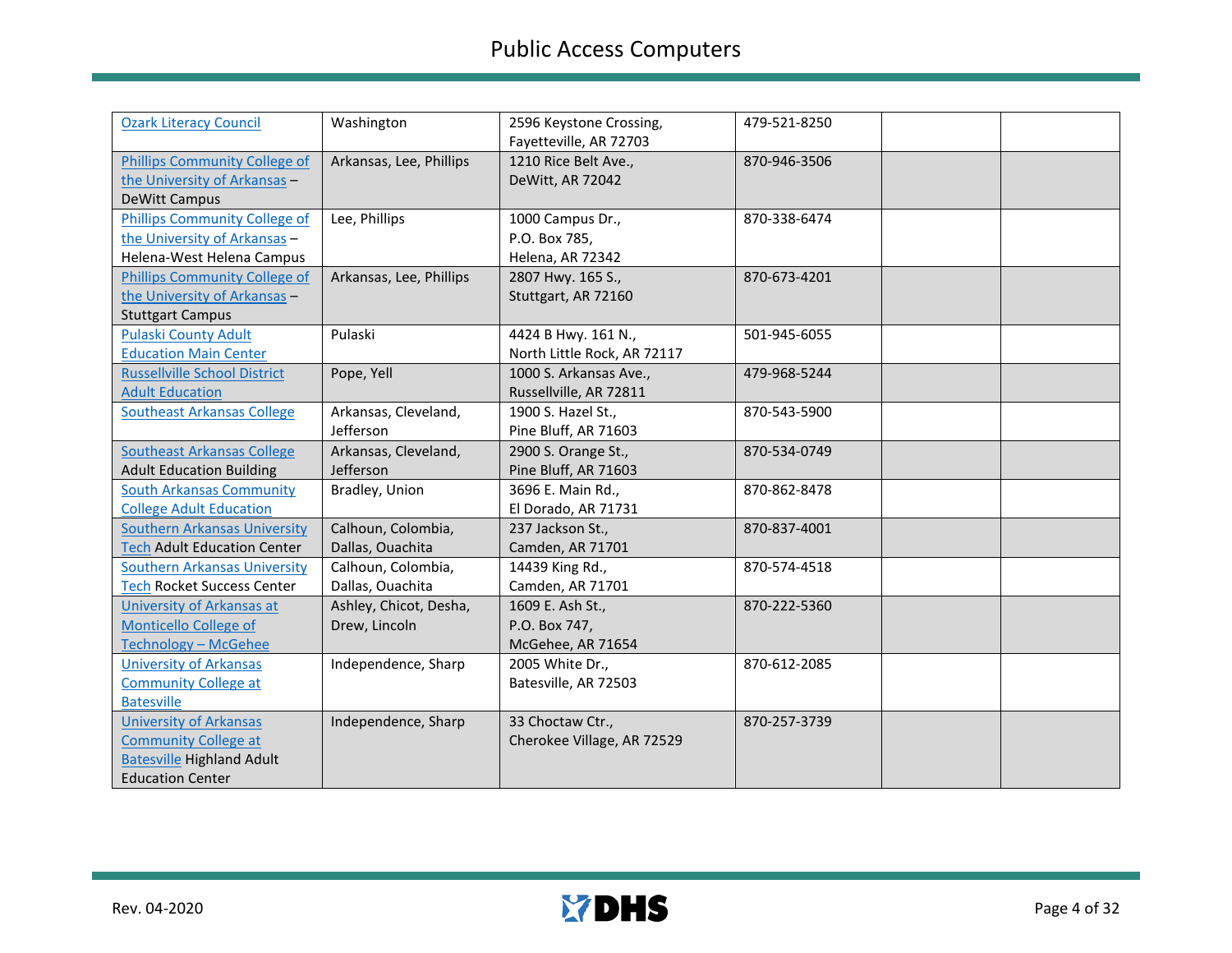| | | | | | |
|---|---|---|---|---|---|
| Ozark Literacy Council | Washington | 2596 Keystone Crossing, Fayetteville, AR 72703 | 479-521-8250 | | |
| Phillips Community College of the University of Arkansas – DeWitt Campus | Arkansas, Lee, Phillips | 1210 Rice Belt Ave., DeWitt, AR 72042 | 870-946-3506 | | |
| Phillips Community College of the University of Arkansas – Helena-West Helena Campus | Lee, Phillips | 1000 Campus Dr., P.O. Box 785, Helena, AR 72342 | 870-338-6474 | | |
| Phillips Community College of the University of Arkansas – Stuttgart Campus | Arkansas, Lee, Phillips | 2807 Hwy. 165 S., Stuttgart, AR 72160 | 870-673-4201 | | |
| Pulaski County Adult Education Main Center | Pulaski | 4424 B Hwy. 161 N., North Little Rock, AR 72117 | 501-945-6055 | | |
| Russellville School District Adult Education | Pope, Yell | 1000 S. Arkansas Ave., Russellville, AR 72811 | 479-968-5244 | | |
| Southeast Arkansas College | Arkansas, Cleveland, Jefferson | 1900 S. Hazel St., Pine Bluff, AR 71603 | 870-543-5900 | | |
| Southeast Arkansas College Adult Education Building | Arkansas, Cleveland, Jefferson | 2900 S. Orange St., Pine Bluff, AR 71603 | 870-534-0749 | | |
| South Arkansas Community College Adult Education | Bradley, Union | 3696 E. Main Rd., El Dorado, AR 71731 | 870-862-8478 | | |
| Southern Arkansas University Tech Adult Education Center | Calhoun, Colombia, Dallas, Ouachita | 237 Jackson St., Camden, AR 71701 | 870-837-4001 | | |
| Southern Arkansas University Tech Rocket Success Center | Calhoun, Colombia, Dallas, Ouachita | 14439 King Rd., Camden, AR 71701 | 870-574-4518 | | |
| University of Arkansas at Monticello College of Technology – McGehee | Ashley, Chicot, Desha, Drew, Lincoln | 1609 E. Ash St., P.O. Box 747, McGehee, AR 71654 | 870-222-5360 | | |
| University of Arkansas Community College at Batesville | Independence, Sharp | 2005 White Dr., Batesville, AR 72503 | 870-612-2085 | | |
| University of Arkansas Community College at Batesville Highland Adult Education Center | Independence, Sharp | 33 Choctaw Ctr., Cherokee Village, AR 72529 | 870-257-3739 | | |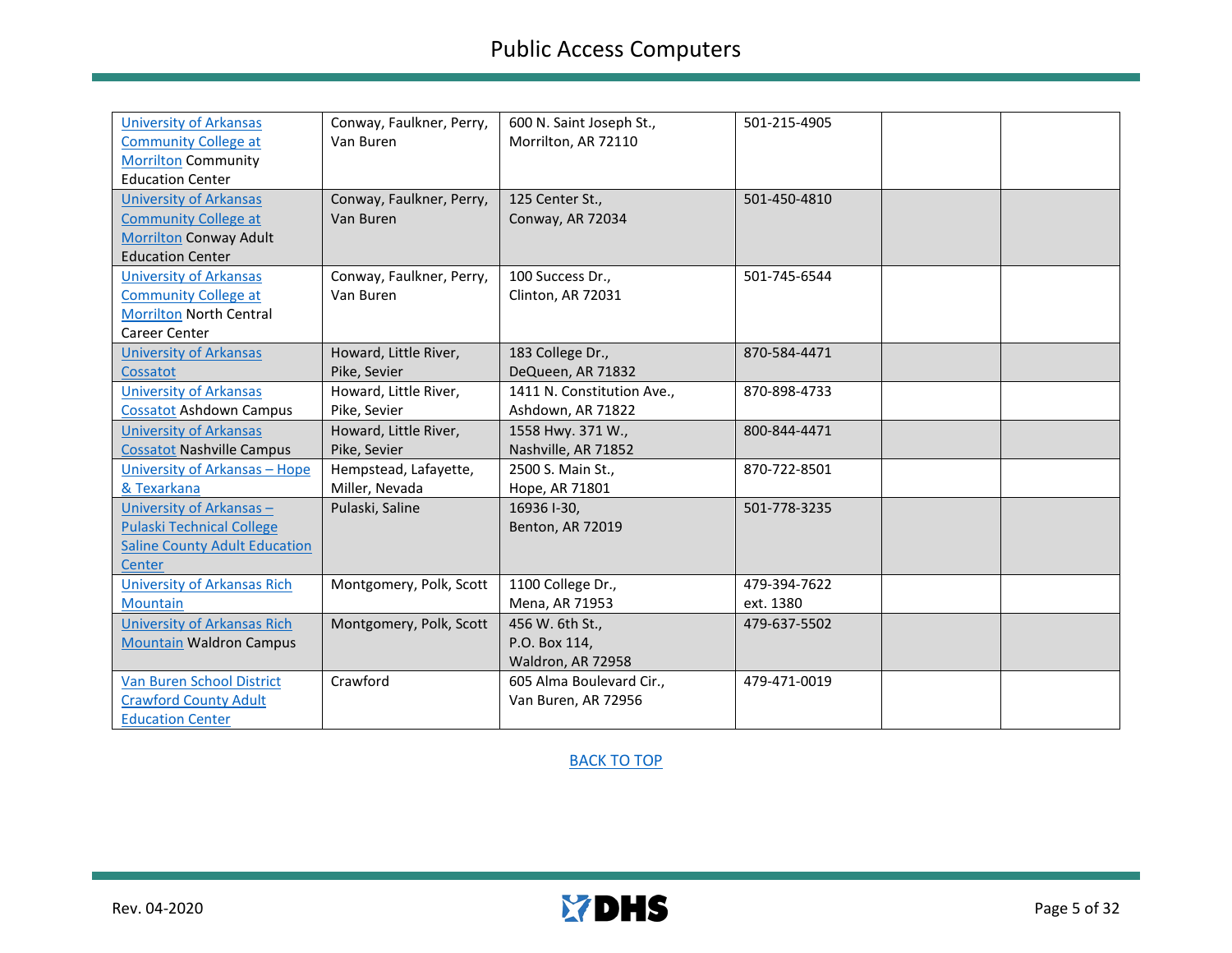| | | | | | |
|---|---|---|---|---|---|
| University of Arkansas Community College at Morrilton Community Education Center | Conway, Faulkner, Perry, Van Buren | 600 N. Saint Joseph St., Morrilton, AR 72110 | 501-215-4905 | | |
| University of Arkansas Community College at Morrilton Conway Adult Education Center | Conway, Faulkner, Perry, Van Buren | 125 Center St., Conway, AR 72034 | 501-450-4810 | | |
| University of Arkansas Community College at Morrilton North Central Career Center | Conway, Faulkner, Perry, Van Buren | 100 Success Dr., Clinton, AR 72031 | 501-745-6544 | | |
| University of Arkansas Cossatot | Howard, Little River, Pike, Sevier | 183 College Dr., DeQueen, AR 71832 | 870-584-4471 | | |
| University of Arkansas Cossatot Ashdown Campus | Howard, Little River, Pike, Sevier | 1411 N. Constitution Ave., Ashdown, AR 71822 | 870-898-4733 | | |
| University of Arkansas Cossatot Nashville Campus | Howard, Little River, Pike, Sevier | 1558 Hwy. 371 W., Nashville, AR 71852 | 800-844-4471 | | |
| University of Arkansas – Hope & Texarkana | Hempstead, Lafayette, Miller, Nevada | 2500 S. Main St., Hope, AR 71801 | 870-722-8501 | | |
| University of Arkansas – Pulaski Technical College Saline County Adult Education Center | Pulaski, Saline | 16936 I-30, Benton, AR 72019 | 501-778-3235 | | |
| University of Arkansas Rich Mountain | Montgomery, Polk, Scott | 1100 College Dr., Mena, AR 71953 | 479-394-7622 ext. 1380 | | |
| University of Arkansas Rich Mountain Waldron Campus | Montgomery, Polk, Scott | 456 W. 6th St., P.O. Box 114, Waldron, AR 72958 | 479-637-5502 | | |
| Van Buren School District Crawford County Adult Education Center | Crawford | 605 Alma Boulevard Cir., Van Buren, AR 72956 | 479-471-0019 | | |

BACK TO TOP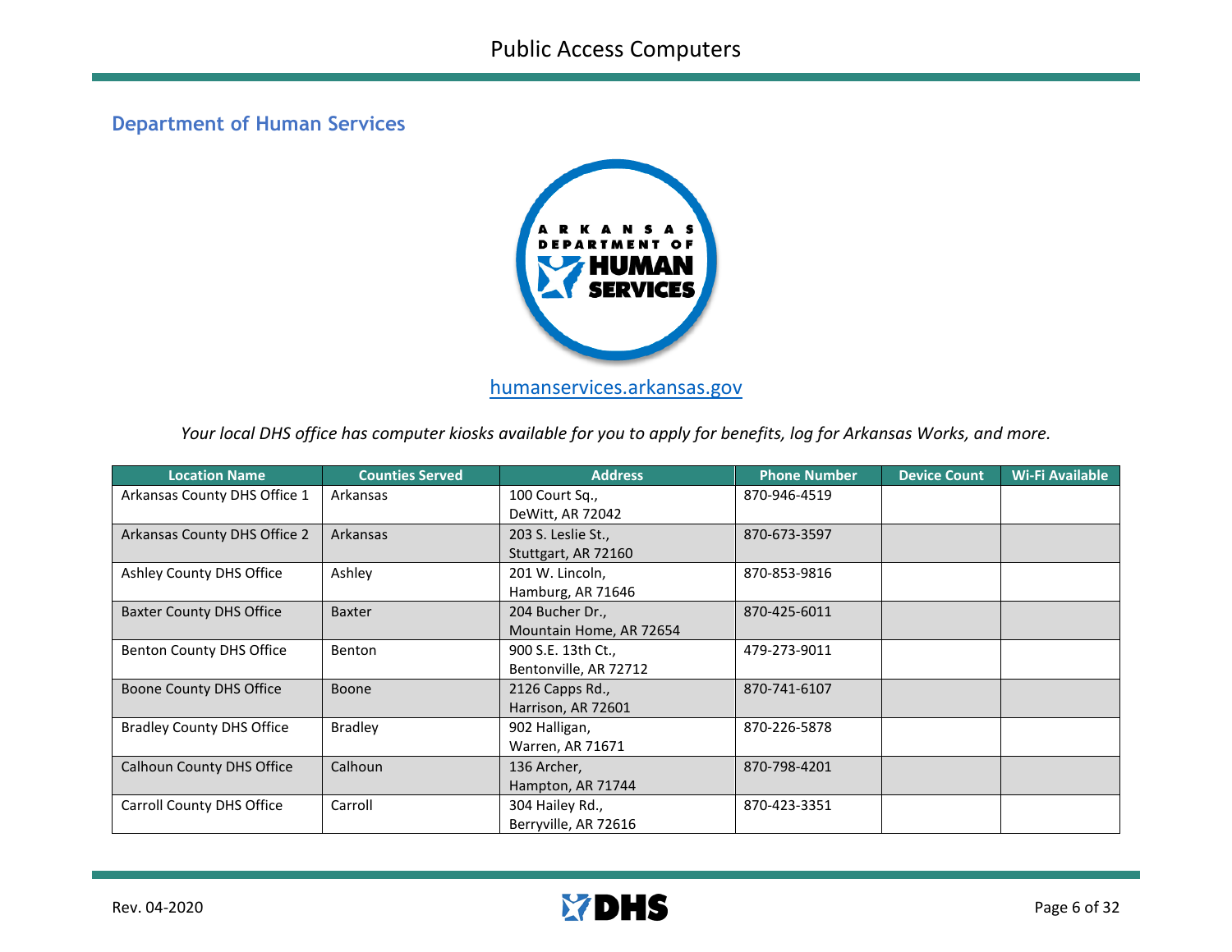## Department of Human Services

humanservices.arkansas.gov

*Your local DHS office has computer kiosks available for you to apply for benefits, log for Arkansas Works, and more.*

| Location Name | Counties Served | Address | Phone Number | Device Count | Wi-Fi Available |
|---|---|---|---|---|---|
| Arkansas County DHS Office 1 | Arkansas | 100 Court Sq., DeWitt, AR 72042 | 870-946-4519 | | |
| Arkansas County DHS Office 2 | Arkansas | 203 S. Leslie St., Stuttgart, AR 72160 | 870-673-3597 | | |
| Ashley County DHS Office | Ashley | 201 W. Lincoln, Hamburg, AR 71646 | 870-853-9816 | | |
| Baxter County DHS Office | Baxter | 204 Bucher Dr., Mountain Home, AR 72654 | 870-425-6011 | | |
| Benton County DHS Office | Benton | 900 S.E. 13th Ct., Bentonville, AR 72712 | 479-273-9011 | | |
| Boone County DHS Office | Boone | 2126 Capps Rd., Harrison, AR 72601 | 870-741-6107 | | |
| Bradley County DHS Office | Bradley | 902 Halligan, Warren, AR 71671 | 870-226-5878 | | |
| Calhoun County DHS Office | Calhoun | 136 Archer, Hampton, AR 71744 | 870-798-4201 | | |
| Carroll County DHS Office | Carroll | 304 Hailey Rd., Berryville, AR 72616 | 870-423-3351 | | |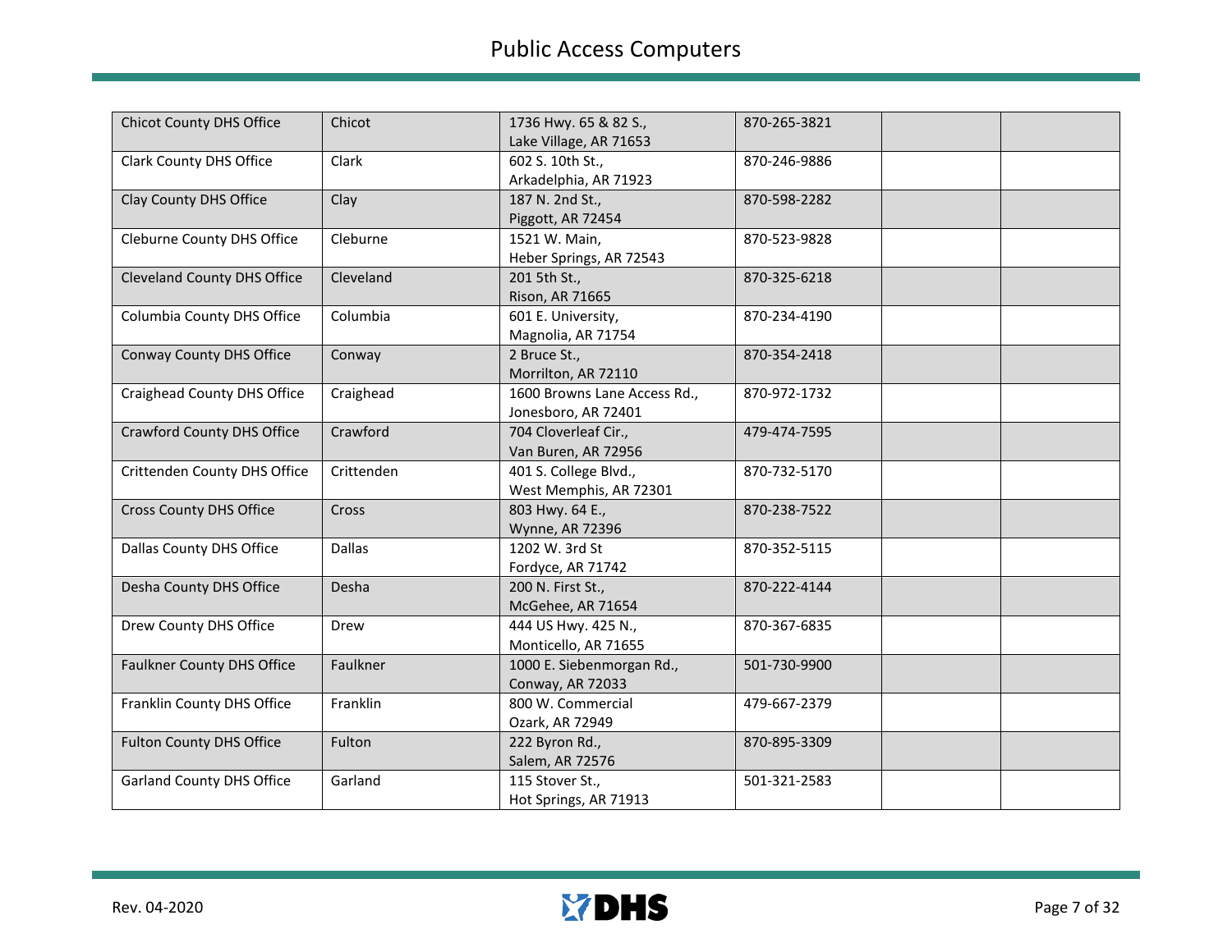| | | | | | |
|---|---|---|---|---|---|
| Chicot County DHS Office | Chicot | 1736 Hwy. 65 & 82 S.,<br>Lake Village, AR 71653 | 870-265-3821 | | |
| Clark County DHS Office | Clark | 602 S. 10th St.,<br>Arkadelphia, AR 71923 | 870-246-9886 | | |
| Clay County DHS Office | Clay | 187 N. 2nd St.,<br>Piggott, AR 72454 | 870-598-2282 | | |
| Cleburne County DHS Office | Cleburne | 1521 W. Main,<br>Heber Springs, AR 72543 | 870-523-9828 | | |
| Cleveland County DHS Office | Cleveland | 201 5th St.,<br>Rison, AR 71665 | 870-325-6218 | | |
| Columbia County DHS Office | Columbia | 601 E. University,<br>Magnolia, AR 71754 | 870-234-4190 | | |
| Conway County DHS Office | Conway | 2 Bruce St.,<br>Morrilton, AR 72110 | 870-354-2418 | | |
| Craighead County DHS Office | Craighead | 1600 Browns Lane Access Rd.,<br>Jonesboro, AR 72401 | 870-972-1732 | | |
| Crawford County DHS Office | Crawford | 704 Cloverleaf Cir.,<br>Van Buren, AR 72956 | 479-474-7595 | | |
| Crittenden County DHS Office | Crittenden | 401 S. College Blvd.,<br>West Memphis, AR 72301 | 870-732-5170 | | |
| Cross County DHS Office | Cross | 803 Hwy. 64 E.,<br>Wynne, AR 72396 | 870-238-7522 | | |
| Dallas County DHS Office | Dallas | 1202 W. 3rd St<br>Fordyce, AR 71742 | 870-352-5115 | | |
| Desha County DHS Office | Desha | 200 N. First St.,<br>McGehee, AR 71654 | 870-222-4144 | | |
| Drew County DHS Office | Drew | 444 US Hwy. 425 N.,<br>Monticello, AR 71655 | 870-367-6835 | | |
| Faulkner County DHS Office | Faulkner | 1000 E. Siebenmorgan Rd.,<br>Conway, AR 72033 | 501-730-9900 | | |
| Franklin County DHS Office | Franklin | 800 W. Commercial<br>Ozark, AR 72949 | 479-667-2379 | | |
| Fulton County DHS Office | Fulton | 222 Byron Rd.,<br>Salem, AR 72576 | 870-895-3309 | | |
| Garland County DHS Office | Garland | 115 Stover St.,<br>Hot Springs, AR 71913 | 501-321-2583 | | |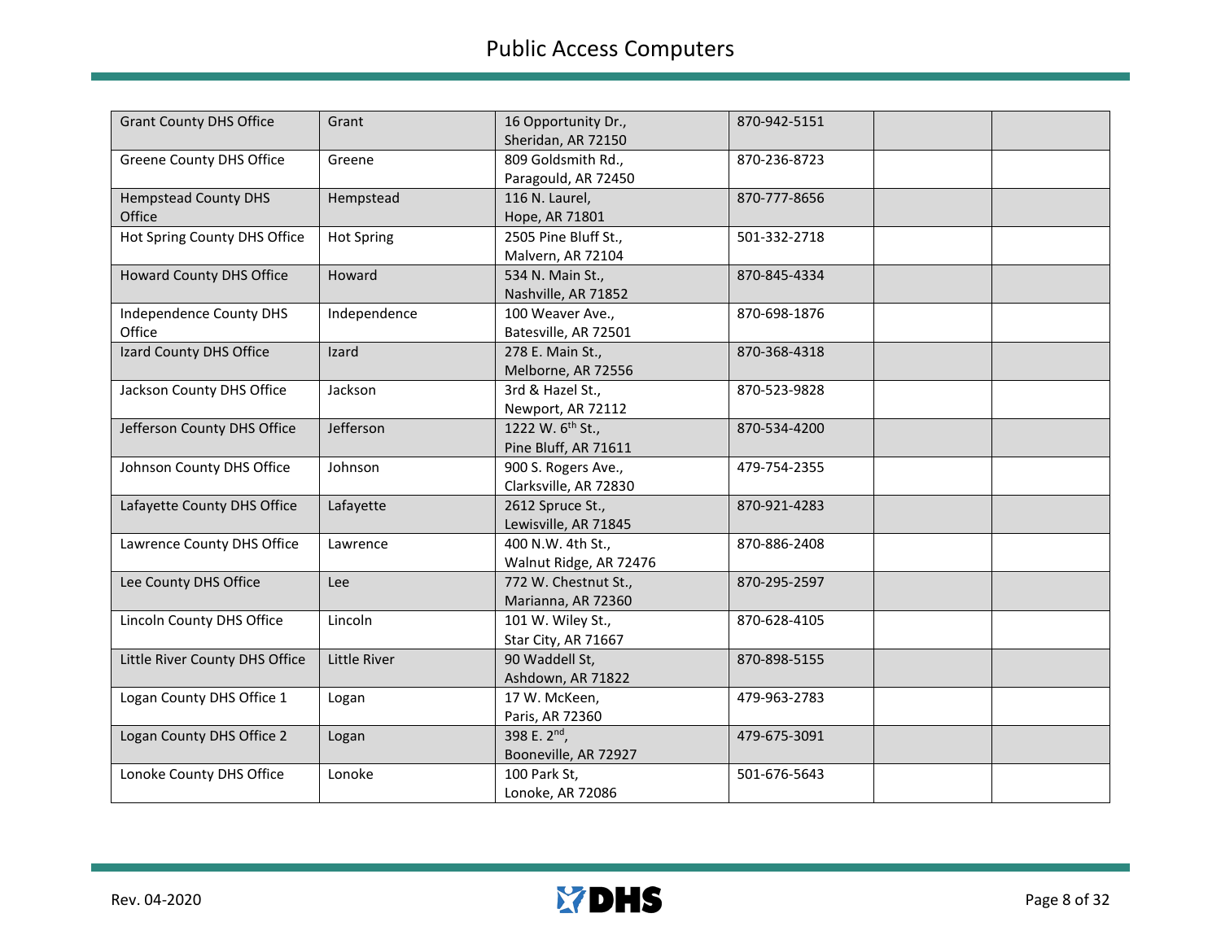| | | | | | |
|---|---|---|---|---|---|
| Grant County DHS Office | Grant | 16 Opportunity Dr., Sheridan, AR 72150 | 870-942-5151 | | |
| Greene County DHS Office | Greene | 809 Goldsmith Rd., Paragould, AR 72450 | 870-236-8723 | | |
| Hempstead County DHS Office | Hempstead | 116 N. Laurel, Hope, AR 71801 | 870-777-8656 | | |
| Hot Spring County DHS Office | Hot Spring | 2505 Pine Bluff St., Malvern, AR 72104 | 501-332-2718 | | |
| Howard County DHS Office | Howard | 534 N. Main St., Nashville, AR 71852 | 870-845-4334 | | |
| Independence County DHS Office | Independence | 100 Weaver Ave., Batesville, AR 72501 | 870-698-1876 | | |
| Izard County DHS Office | Izard | 278 E. Main St., Melborne, AR 72556 | 870-368-4318 | | |
| Jackson County DHS Office | Jackson | 3rd & Hazel St., Newport, AR 72112 | 870-523-9828 | | |
| Jefferson County DHS Office | Jefferson | 1222 W. 6th St., Pine Bluff, AR 71611 | 870-534-4200 | | |
| Johnson County DHS Office | Johnson | 900 S. Rogers Ave., Clarksville, AR 72830 | 479-754-2355 | | |
| Lafayette County DHS Office | Lafayette | 2612 Spruce St., Lewisville, AR 71845 | 870-921-4283 | | |
| Lawrence County DHS Office | Lawrence | 400 N.W. 4th St., Walnut Ridge, AR 72476 | 870-886-2408 | | |
| Lee County DHS Office | Lee | 772 W. Chestnut St., Marianna, AR 72360 | 870-295-2597 | | |
| Lincoln County DHS Office | Lincoln | 101 W. Wiley St., Star City, AR 71667 | 870-628-4105 | | |
| Little River County DHS Office | Little River | 90 Waddell St, Ashdown, AR 71822 | 870-898-5155 | | |
| Logan County DHS Office 1 | Logan | 17 W. McKeen, Paris, AR 72360 | 479-963-2783 | | |
| Logan County DHS Office 2 | Logan | 398 E. 2nd, Booneville, AR 72927 | 479-675-3091 | | |
| Lonoke County DHS Office | Lonoke | 100 Park St, Lonoke, AR 72086 | 501-676-5643 | | |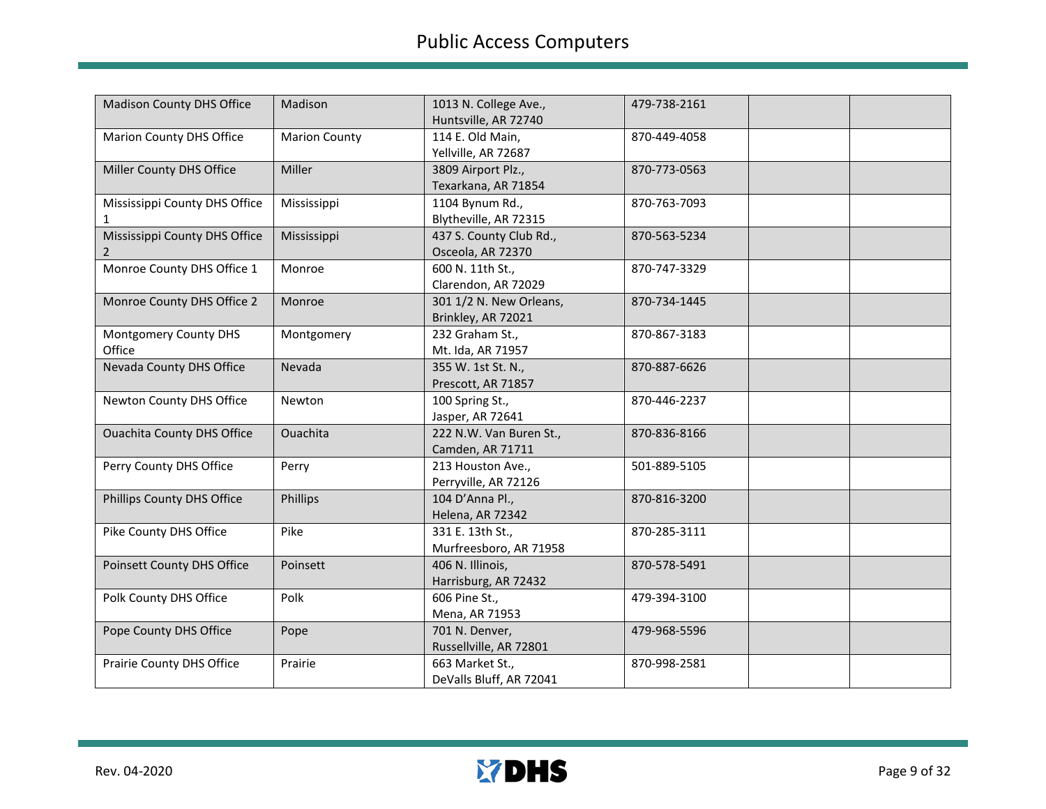# Public Access Computers

| | | | | | |
|---|---|---|---|---|---|
| Madison County DHS Office | Madison | 1013 N. College Ave., Huntsville, AR 72740 | 479-738-2161 | | |
| Marion County DHS Office | Marion County | 114 E. Old Main, Yellville, AR 72687 | 870-449-4058 | | |
| Miller County DHS Office | Miller | 3809 Airport Plz., Texarkana, AR 71854 | 870-773-0563 | | |
| Mississippi County DHS Office 1 | Mississippi | 1104 Bynum Rd., Blytheville, AR 72315 | 870-763-7093 | | |
| Mississippi County DHS Office 2 | Mississippi | 437 S. County Club Rd., Osceola, AR 72370 | 870-563-5234 | | |
| Monroe County DHS Office 1 | Monroe | 600 N. 11th St., Clarendon, AR 72029 | 870-747-3329 | | |
| Monroe County DHS Office 2 | Monroe | 301 1/2 N. New Orleans, Brinkley, AR 72021 | 870-734-1445 | | |
| Montgomery County DHS Office | Montgomery | 232 Graham St., Mt. Ida, AR 71957 | 870-867-3183 | | |
| Nevada County DHS Office | Nevada | 355 W. 1st St. N., Prescott, AR 71857 | 870-887-6626 | | |
| Newton County DHS Office | Newton | 100 Spring St., Jasper, AR 72641 | 870-446-2237 | | |
| Ouachita County DHS Office | Ouachita | 222 N.W. Van Buren St., Camden, AR 71711 | 870-836-8166 | | |
| Perry County DHS Office | Perry | 213 Houston Ave., Perryville, AR 72126 | 501-889-5105 | | |
| Phillips County DHS Office | Phillips | 104 D'Anna Pl., Helena, AR 72342 | 870-816-3200 | | |
| Pike County DHS Office | Pike | 331 E. 13th St., Murfreesboro, AR 71958 | 870-285-3111 | | |
| Poinsett County DHS Office | Poinsett | 406 N. Illinois, Harrisburg, AR 72432 | 870-578-5491 | | |
| Polk County DHS Office | Polk | 606 Pine St., Mena, AR 71953 | 479-394-3100 | | |
| Pope County DHS Office | Pope | 701 N. Denver, Russellville, AR 72801 | 479-968-5596 | | |
| Prairie County DHS Office | Prairie | 663 Market St., DeValls Bluff, AR 72041 | 870-998-2581 | | |

Rev. 04-2020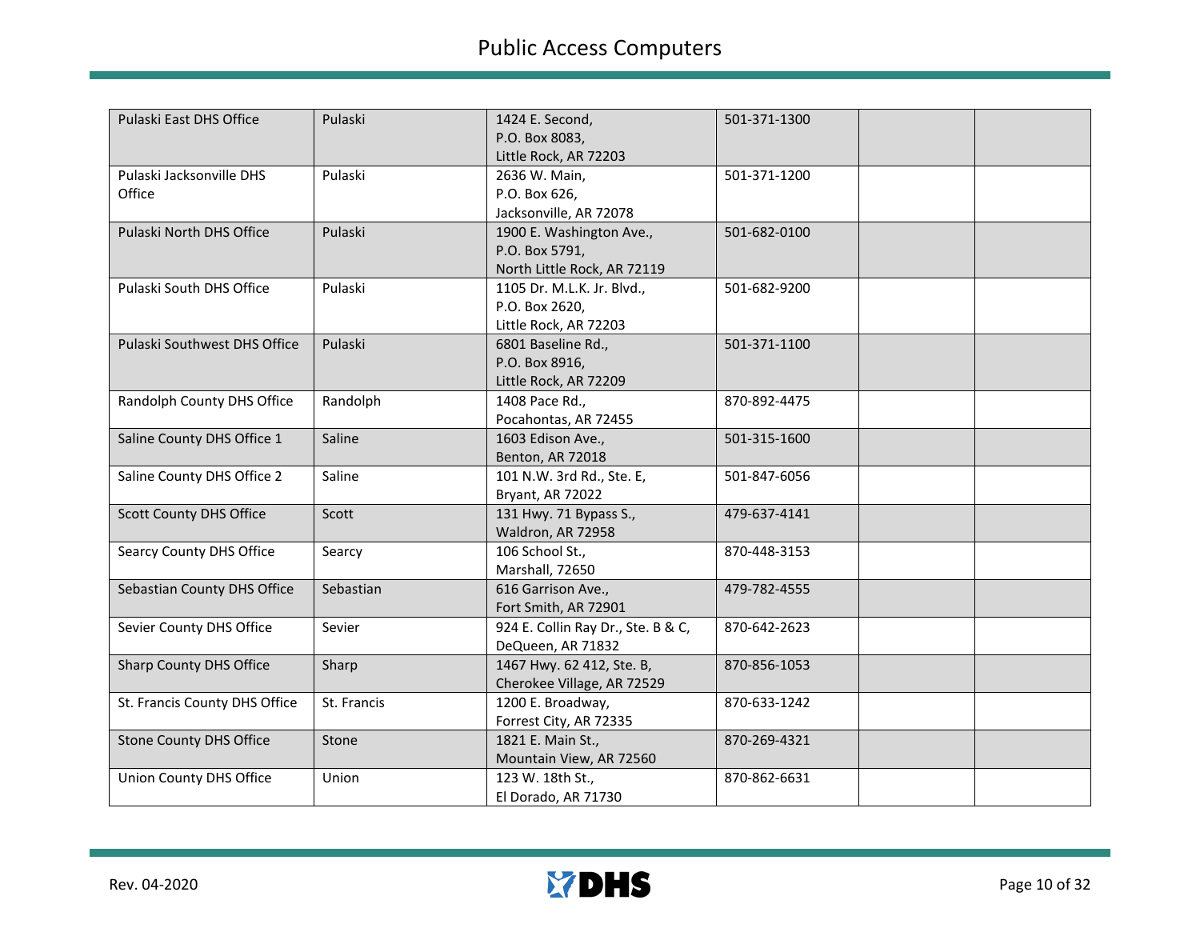| | | | | | |
|---|---|---|---|---|---|
| Pulaski East DHS Office | Pulaski | 1424 E. Second, P.O. Box 8083, Little Rock, AR 72203 | 501-371-1300 | | |
| Pulaski Jacksonville DHS Office | Pulaski | 2636 W. Main, P.O. Box 626, Jacksonville, AR 72078 | 501-371-1200 | | |
| Pulaski North DHS Office | Pulaski | 1900 E. Washington Ave., P.O. Box 5791, North Little Rock, AR 72119 | 501-682-0100 | | |
| Pulaski South DHS Office | Pulaski | 1105 Dr. M.L.K. Jr. Blvd., P.O. Box 2620, Little Rock, AR 72203 | 501-682-9200 | | |
| Pulaski Southwest DHS Office | Pulaski | 6801 Baseline Rd., P.O. Box 8916, Little Rock, AR 72209 | 501-371-1100 | | |
| Randolph County DHS Office | Randolph | 1408 Pace Rd., Pocahontas, AR 72455 | 870-892-4475 | | |
| Saline County DHS Office 1 | Saline | 1603 Edison Ave., Benton, AR 72018 | 501-315-1600 | | |
| Saline County DHS Office 2 | Saline | 101 N.W. 3rd Rd., Ste. E, Bryant, AR 72022 | 501-847-6056 | | |
| Scott County DHS Office | Scott | 131 Hwy. 71 Bypass S., Waldron, AR 72958 | 479-637-4141 | | |
| Searcy County DHS Office | Searcy | 106 School St., Marshall, 72650 | 870-448-3153 | | |
| Sebastian County DHS Office | Sebastian | 616 Garrison Ave., Fort Smith, AR 72901 | 479-782-4555 | | |
| Sevier County DHS Office | Sevier | 924 E. Collin Ray Dr., Ste. B & C, DeQueen, AR 71832 | 870-642-2623 | | |
| Sharp County DHS Office | Sharp | 1467 Hwy. 62 412, Ste. B, Cherokee Village, AR 72529 | 870-856-1053 | | |
| St. Francis County DHS Office | St. Francis | 1200 E. Broadway, Forrest City, AR 72335 | 870-633-1242 | | |
| Stone County DHS Office | Stone | 1821 E. Main St., Mountain View, AR 72560 | 870-269-4321 | | |
| Union County DHS Office | Union | 123 W. 18th St., El Dorado, AR 71730 | 870-862-6631 | | |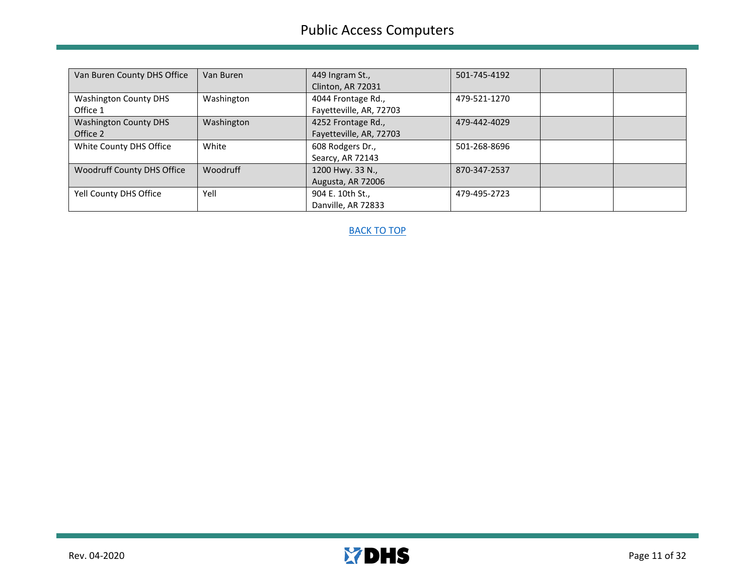| | | | | | |
|---|---|---|---|---|---|
| Van Buren County DHS Office | Van Buren | 449 Ingram St., Clinton, AR 72031 | 501-745-4192 | | |
| Washington County DHS Office 1 | Washington | 4044 Frontage Rd., Fayetteville, AR, 72703 | 479-521-1270 | | |
| Washington County DHS Office 2 | Washington | 4252 Frontage Rd., Fayetteville, AR, 72703 | 479-442-4029 | | |
| White County DHS Office | White | 608 Rodgers Dr., Searcy, AR 72143 | 501-268-8696 | | |
| Woodruff County DHS Office | Woodruff | 1200 Hwy. 33 N., Augusta, AR 72006 | 870-347-2537 | | |
| Yell County DHS Office | Yell | 904 E. 10th St., Danville, AR 72833 | 479-495-2723 | | |

BACK TO TOP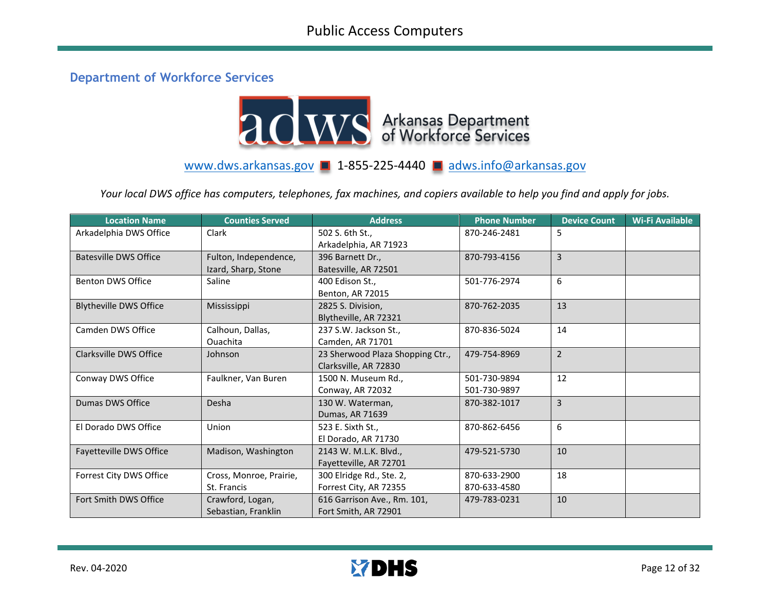## Department of Workforce Services

Arkansas Department of Workforce Services

www.dws.arkansas.gov ■ 1-855-225-4440 ■ adws.info@arkansas.gov

*Your local DWS office has computers, telephones, fax machines, and copiers available to help you find and apply for jobs.*

| Location Name | Counties Served | Address | Phone Number | Device Count | Wi-Fi Available |
|---|---|---|---|---|---|
| Arkadelphia DWS Office | Clark | 502 S. 6th St., Arkadelphia, AR 71923 | 870-246-2481 | 5 | |
| Batesville DWS Office | Fulton, Independence, Izard, Sharp, Stone | 396 Barnett Dr., Batesville, AR 72501 | 870-793-4156 | 3 | |
| Benton DWS Office | Saline | 400 Edison St., Benton, AR 72015 | 501-776-2974 | 6 | |
| Blytheville DWS Office | Mississippi | 2825 S. Division, Blytheville, AR 72321 | 870-762-2035 | 13 | |
| Camden DWS Office | Calhoun, Dallas, Ouachita | 237 S.W. Jackson St., Camden, AR 71701 | 870-836-5024 | 14 | |
| Clarksville DWS Office | Johnson | 23 Sherwood Plaza Shopping Ctr., Clarksville, AR 72830 | 479-754-8969 | 2 | |
| Conway DWS Office | Faulkner, Van Buren | 1500 N. Museum Rd., Conway, AR 72032 | 501-730-9894<br>501-730-9897 | 12 | |
| Dumas DWS Office | Desha | 130 W. Waterman, Dumas, AR 71639 | 870-382-1017 | 3 | |
| El Dorado DWS Office | Union | 523 E. Sixth St., El Dorado, AR 71730 | 870-862-6456 | 6 | |
| Fayetteville DWS Office | Madison, Washington | 2143 W. M.L.K. Blvd., Fayetteville, AR 72701 | 479-521-5730 | 10 | |
| Forrest City DWS Office | Cross, Monroe, Prairie, St. Francis | 300 Elridge Rd., Ste. 2, Forrest City, AR 72355 | 870-633-2900<br>870-633-4580 | 18 | |
| Fort Smith DWS Office | Crawford, Logan, Sebastian, Franklin | 616 Garrison Ave., Rm. 101, Fort Smith, AR 72901 | 479-783-0231 | 10 | |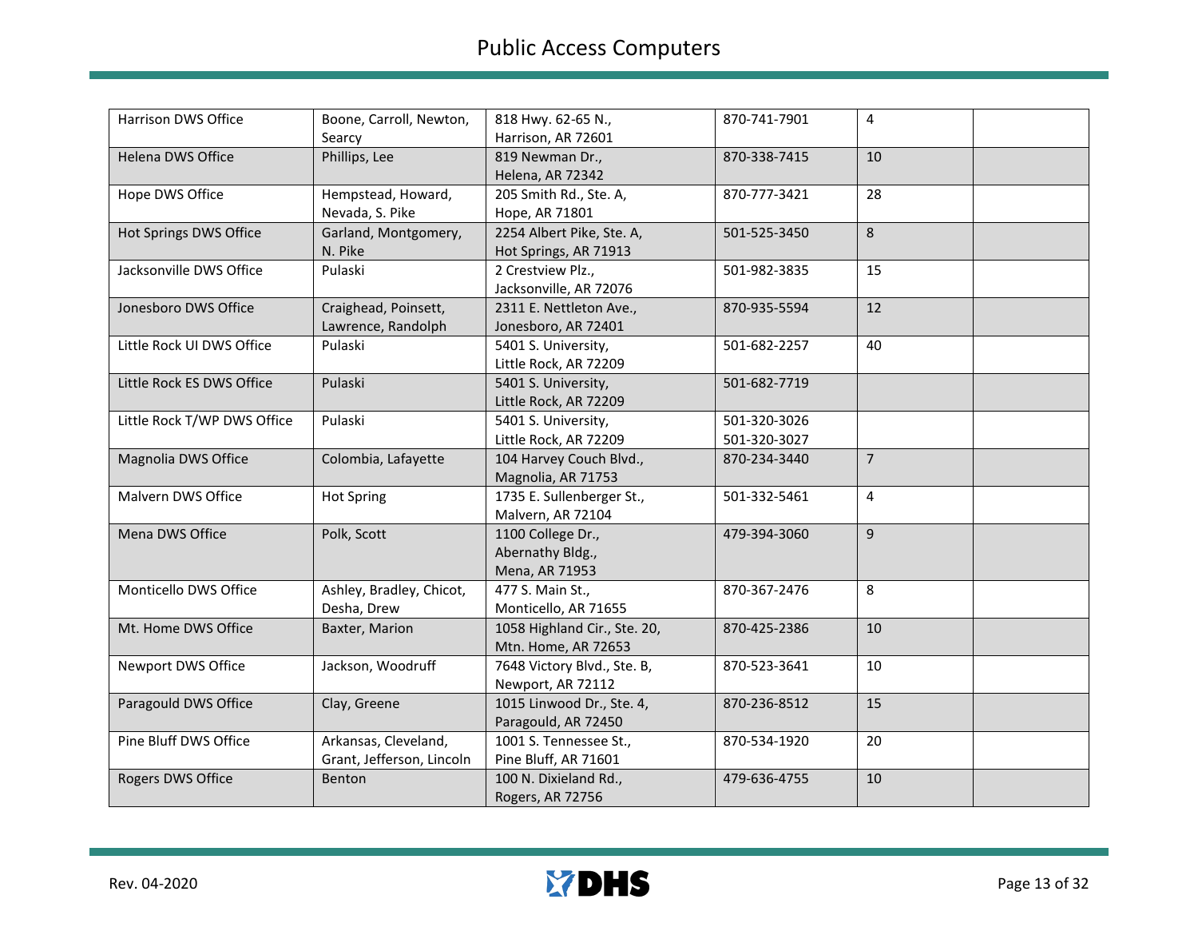# Public Access Computers

| | | | | | |
|---|---|---|---|---|---|
| Harrison DWS Office | Boone, Carroll, Newton, Searcy | 818 Hwy. 62-65 N., Harrison, AR 72601 | 870-741-7901 | 4 | |
| Helena DWS Office | Phillips, Lee | 819 Newman Dr., Helena, AR 72342 | 870-338-7415 | 10 | |
| Hope DWS Office | Hempstead, Howard, Nevada, S. Pike | 205 Smith Rd., Ste. A, Hope, AR 71801 | 870-777-3421 | 28 | |
| Hot Springs DWS Office | Garland, Montgomery, N. Pike | 2254 Albert Pike, Ste. A, Hot Springs, AR 71913 | 501-525-3450 | 8 | |
| Jacksonville DWS Office | Pulaski | 2 Crestview Plz., Jacksonville, AR 72076 | 501-982-3835 | 15 | |
| Jonesboro DWS Office | Craighead, Poinsett, Lawrence, Randolph | 2311 E. Nettleton Ave., Jonesboro, AR 72401 | 870-935-5594 | 12 | |
| Little Rock UI DWS Office | Pulaski | 5401 S. University, Little Rock, AR 72209 | 501-682-2257 | 40 | |
| Little Rock ES DWS Office | Pulaski | 5401 S. University, Little Rock, AR 72209 | 501-682-7719 | | |
| Little Rock T/WP DWS Office | Pulaski | 5401 S. University, Little Rock, AR 72209 | 501-320-3026<br>501-320-3027 | | |
| Magnolia DWS Office | Colombia, Lafayette | 104 Harvey Couch Blvd., Magnolia, AR 71753 | 870-234-3440 | 7 | |
| Malvern DWS Office | Hot Spring | 1735 E. Sullenberger St., Malvern, AR 72104 | 501-332-5461 | 4 | |
| Mena DWS Office | Polk, Scott | 1100 College Dr., Abernathy Bldg., Mena, AR 71953 | 479-394-3060 | 9 | |
| Monticello DWS Office | Ashley, Bradley, Chicot, Desha, Drew | 477 S. Main St., Monticello, AR 71655 | 870-367-2476 | 8 | |
| Mt. Home DWS Office | Baxter, Marion | 1058 Highland Cir., Ste. 20, Mtn. Home, AR 72653 | 870-425-2386 | 10 | |
| Newport DWS Office | Jackson, Woodruff | 7648 Victory Blvd., Ste. B, Newport, AR 72112 | 870-523-3641 | 10 | |
| Paragould DWS Office | Clay, Greene | 1015 Linwood Dr., Ste. 4, Paragould, AR 72450 | 870-236-8512 | 15 | |
| Pine Bluff DWS Office | Arkansas, Cleveland, Grant, Jefferson, Lincoln | 1001 S. Tennessee St., Pine Bluff, AR 71601 | 870-534-1920 | 20 | |
| Rogers DWS Office | Benton | 100 N. Dixieland Rd., Rogers, AR 72756 | 479-636-4755 | 10 | |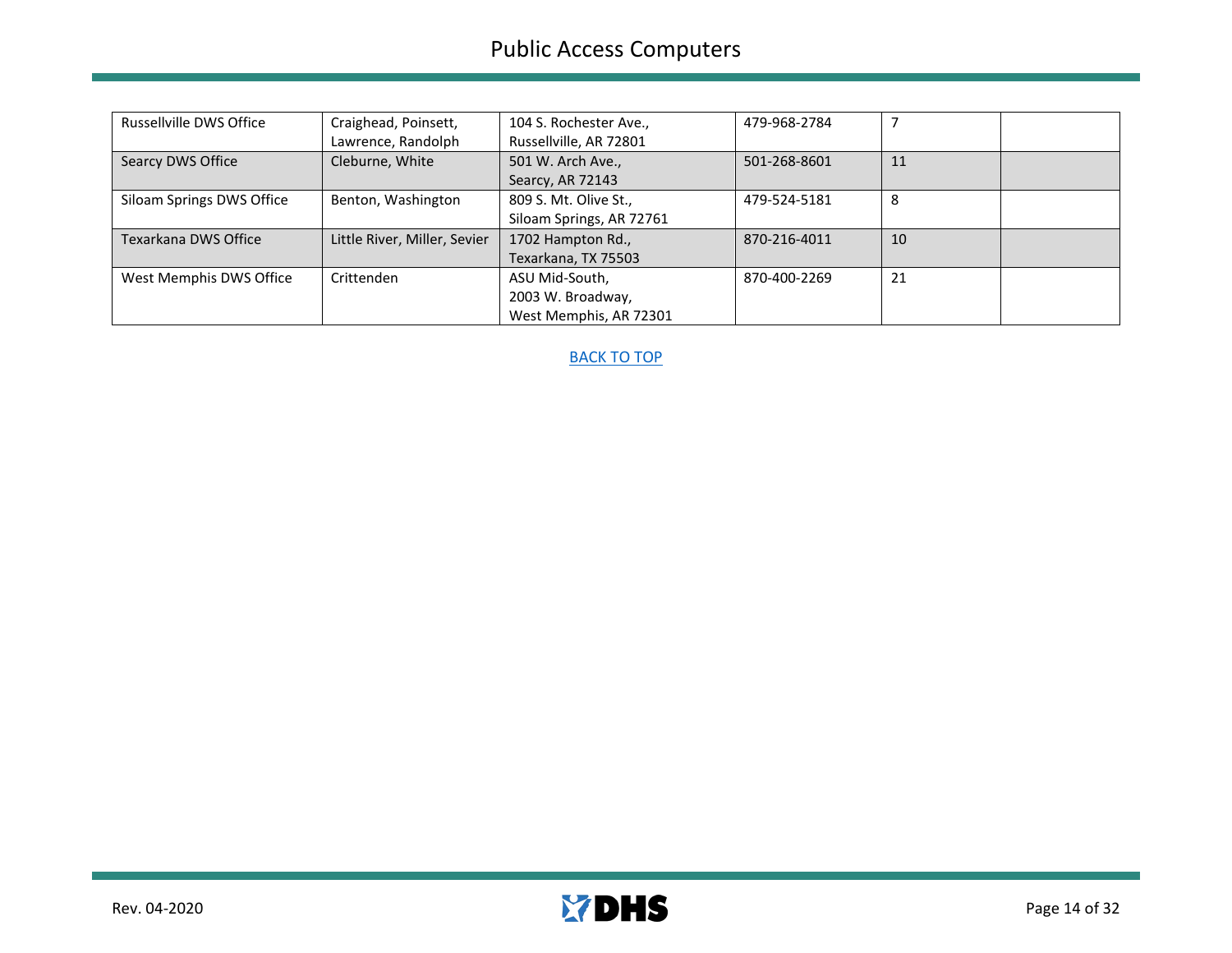| | | | | | |
|---|---|---|---|---|---|
| Russellville DWS Office | Craighead, Poinsett, Lawrence, Randolph | 104 S. Rochester Ave., Russellville, AR 72801 | 479-968-2784 | 7 | |
| Searcy DWS Office | Cleburne, White | 501 W. Arch Ave., Searcy, AR 72143 | 501-268-8601 | 11 | |
| Siloam Springs DWS Office | Benton, Washington | 809 S. Mt. Olive St., Siloam Springs, AR 72761 | 479-524-5181 | 8 | |
| Texarkana DWS Office | Little River, Miller, Sevier | 1702 Hampton Rd., Texarkana, TX 75503 | 870-216-4011 | 10 | |
| West Memphis DWS Office | Crittenden | ASU Mid-South, 2003 W. Broadway, West Memphis, AR 72301 | 870-400-2269 | 21 | |

BACK TO TOP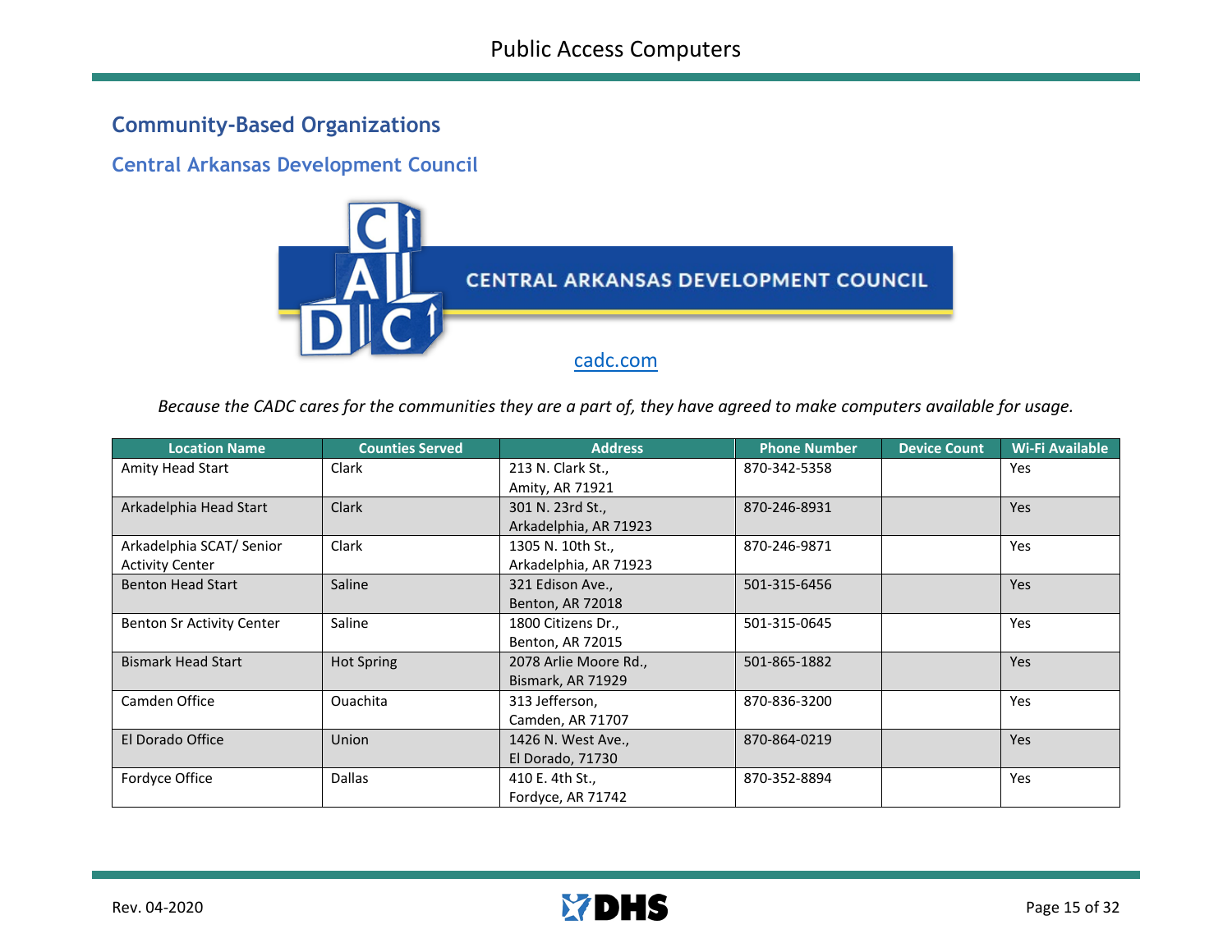## Community-Based Organizations

### Central Arkansas Development Council

cadc.com

*Because the CADC cares for the communities they are a part of, they have agreed to make computers available for usage.*

| Location Name | Counties Served | Address | Phone Number | Device Count | Wi-Fi Available |
|---|---|---|---|---|---|
| Amity Head Start | Clark | 213 N. Clark St., Amity, AR 71921 | 870-342-5358 | | Yes |
| Arkadelphia Head Start | Clark | 301 N. 23rd St., Arkadelphia, AR 71923 | 870-246-8931 | | Yes |
| Arkadelphia SCAT/ Senior Activity Center | Clark | 1305 N. 10th St., Arkadelphia, AR 71923 | 870-246-9871 | | Yes |
| Benton Head Start | Saline | 321 Edison Ave., Benton, AR 72018 | 501-315-6456 | | Yes |
| Benton Sr Activity Center | Saline | 1800 Citizens Dr., Benton, AR 72015 | 501-315-0645 | | Yes |
| Bismark Head Start | Hot Spring | 2078 Arlie Moore Rd., Bismark, AR 71929 | 501-865-1882 | | Yes |
| Camden Office | Ouachita | 313 Jefferson, Camden, AR 71707 | 870-836-3200 | | Yes |
| El Dorado Office | Union | 1426 N. West Ave., El Dorado, 71730 | 870-864-0219 | | Yes |
| Fordyce Office | Dallas | 410 E. 4th St., Fordyce, AR 71742 | 870-352-8894 | | Yes |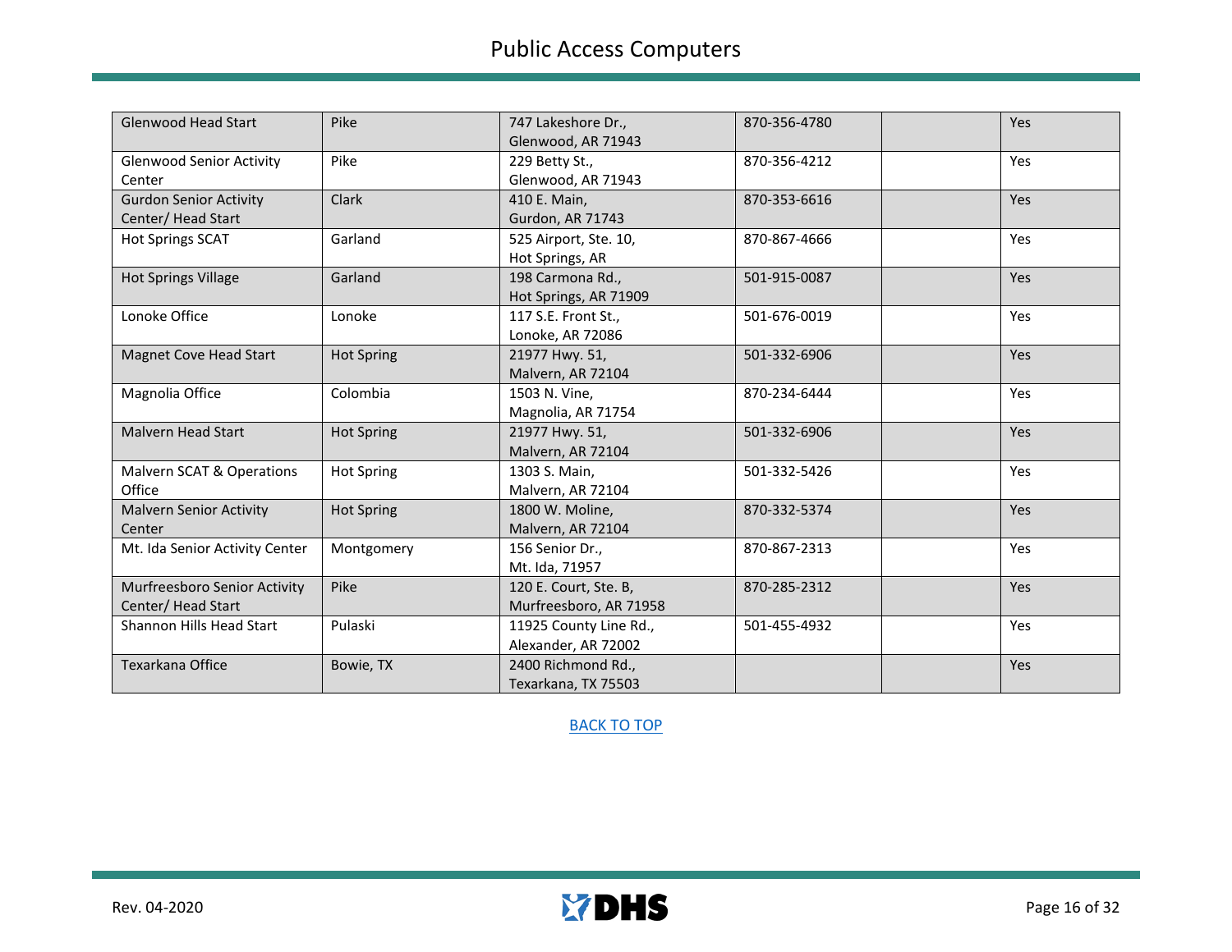| | | | | | |
|---|---|---|---|---|---|
| Glenwood Head Start | Pike | 747 Lakeshore Dr., Glenwood, AR 71943 | 870-356-4780 | | Yes |
| Glenwood Senior Activity Center | Pike | 229 Betty St., Glenwood, AR 71943 | 870-356-4212 | | Yes |
| Gurdon Senior Activity Center/ Head Start | Clark | 410 E. Main, Gurdon, AR 71743 | 870-353-6616 | | Yes |
| Hot Springs SCAT | Garland | 525 Airport, Ste. 10, Hot Springs, AR | 870-867-4666 | | Yes |
| Hot Springs Village | Garland | 198 Carmona Rd., Hot Springs, AR 71909 | 501-915-0087 | | Yes |
| Lonoke Office | Lonoke | 117 S.E. Front St., Lonoke, AR 72086 | 501-676-0019 | | Yes |
| Magnet Cove Head Start | Hot Spring | 21977 Hwy. 51, Malvern, AR 72104 | 501-332-6906 | | Yes |
| Magnolia Office | Colombia | 1503 N. Vine, Magnolia, AR 71754 | 870-234-6444 | | Yes |
| Malvern Head Start | Hot Spring | 21977 Hwy. 51, Malvern, AR 72104 | 501-332-6906 | | Yes |
| Malvern SCAT & Operations Office | Hot Spring | 1303 S. Main, Malvern, AR 72104 | 501-332-5426 | | Yes |
| Malvern Senior Activity Center | Hot Spring | 1800 W. Moline, Malvern, AR 72104 | 870-332-5374 | | Yes |
| Mt. Ida Senior Activity Center | Montgomery | 156 Senior Dr., Mt. Ida, 71957 | 870-867-2313 | | Yes |
| Murfreesboro Senior Activity Center/ Head Start | Pike | 120 E. Court, Ste. B, Murfreesboro, AR 71958 | 870-285-2312 | | Yes |
| Shannon Hills Head Start | Pulaski | 11925 County Line Rd., Alexander, AR 72002 | 501-455-4932 | | Yes |
| Texarkana Office | Bowie, TX | 2400 Richmond Rd., Texarkana, TX 75503 | | | Yes |

BACK TO TOP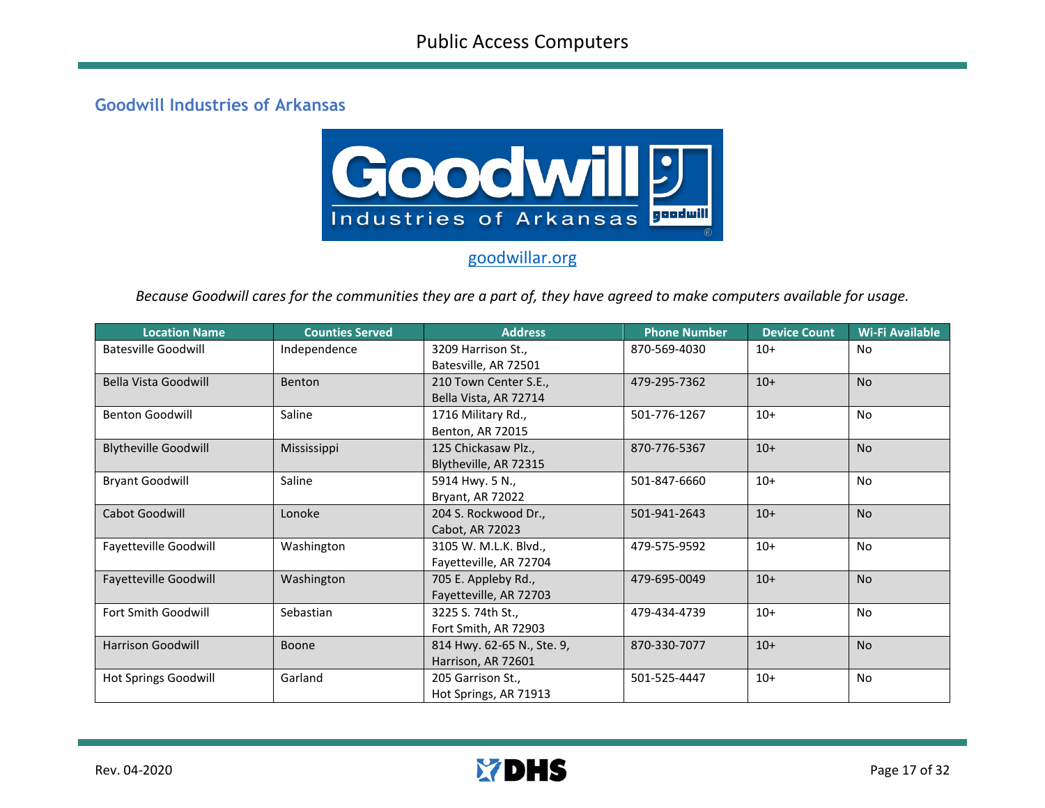## Goodwill Industries of Arkansas

goodwillar.org

*Because Goodwill cares for the communities they are a part of, they have agreed to make computers available for usage.*

| Location Name | Counties Served | Address | Phone Number | Device Count | Wi-Fi Available |
|---|---|---|---|---|---|
| Batesville Goodwill | Independence | 3209 Harrison St., Batesville, AR 72501 | 870-569-4030 | 10+ | No |
| Bella Vista Goodwill | Benton | 210 Town Center S.E., Bella Vista, AR 72714 | 479-295-7362 | 10+ | No |
| Benton Goodwill | Saline | 1716 Military Rd., Benton, AR 72015 | 501-776-1267 | 10+ | No |
| Blytheville Goodwill | Mississippi | 125 Chickasaw Plz., Blytheville, AR 72315 | 870-776-5367 | 10+ | No |
| Bryant Goodwill | Saline | 5914 Hwy. 5 N., Bryant, AR 72022 | 501-847-6660 | 10+ | No |
| Cabot Goodwill | Lonoke | 204 S. Rockwood Dr., Cabot, AR 72023 | 501-941-2643 | 10+ | No |
| Fayetteville Goodwill | Washington | 3105 W. M.L.K. Blvd., Fayetteville, AR 72704 | 479-575-9592 | 10+ | No |
| Fayetteville Goodwill | Washington | 705 E. Appleby Rd., Fayetteville, AR 72703 | 479-695-0049 | 10+ | No |
| Fort Smith Goodwill | Sebastian | 3225 S. 74th St., Fort Smith, AR 72903 | 479-434-4739 | 10+ | No |
| Harrison Goodwill | Boone | 814 Hwy. 62-65 N., Ste. 9, Harrison, AR 72601 | 870-330-7077 | 10+ | No |
| Hot Springs Goodwill | Garland | 205 Garrison St., Hot Springs, AR 71913 | 501-525-4447 | 10+ | No |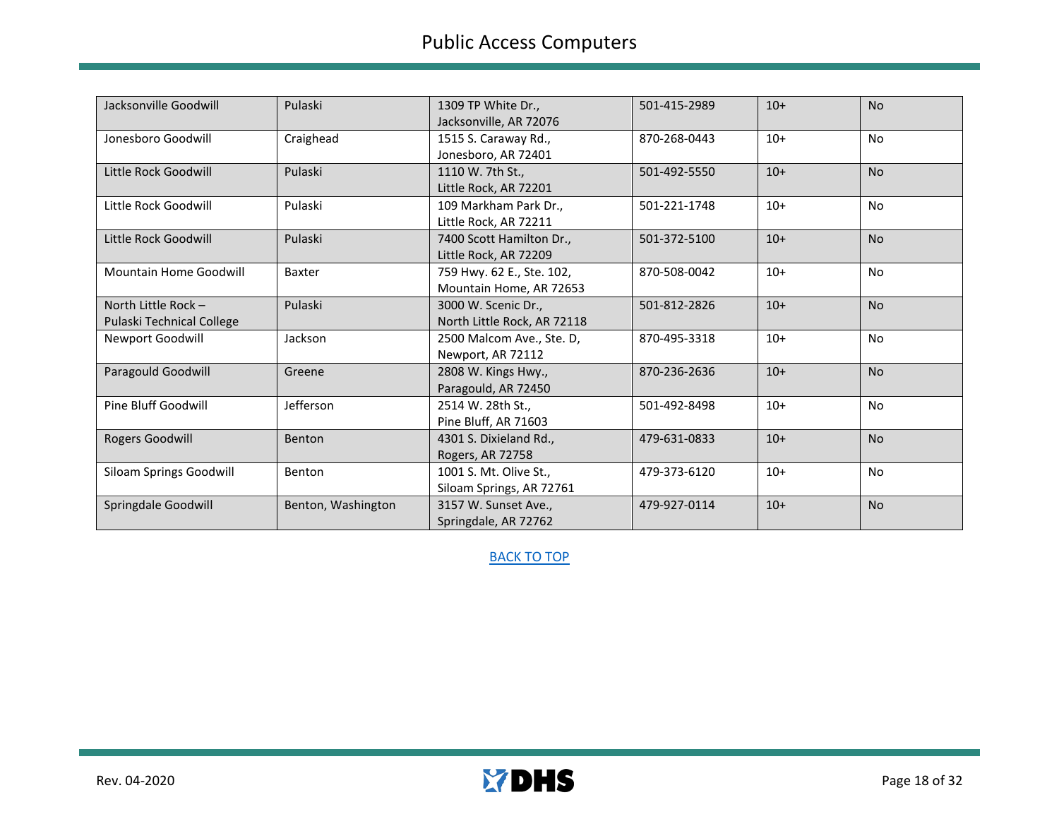| | | | | | |
|---|---|---|---|---|---|
| Jacksonville Goodwill | Pulaski | 1309 TP White Dr., Jacksonville, AR 72076 | 501-415-2989 | 10+ | No |
| Jonesboro Goodwill | Craighead | 1515 S. Caraway Rd., Jonesboro, AR 72401 | 870-268-0443 | 10+ | No |
| Little Rock Goodwill | Pulaski | 1110 W. 7th St., Little Rock, AR 72201 | 501-492-5550 | 10+ | No |
| Little Rock Goodwill | Pulaski | 109 Markham Park Dr., Little Rock, AR 72211 | 501-221-1748 | 10+ | No |
| Little Rock Goodwill | Pulaski | 7400 Scott Hamilton Dr., Little Rock, AR 72209 | 501-372-5100 | 10+ | No |
| Mountain Home Goodwill | Baxter | 759 Hwy. 62 E., Ste. 102, Mountain Home, AR 72653 | 870-508-0042 | 10+ | No |
| North Little Rock – Pulaski Technical College | Pulaski | 3000 W. Scenic Dr., North Little Rock, AR 72118 | 501-812-2826 | 10+ | No |
| Newport Goodwill | Jackson | 2500 Malcom Ave., Ste. D, Newport, AR 72112 | 870-495-3318 | 10+ | No |
| Paragould Goodwill | Greene | 2808 W. Kings Hwy., Paragould, AR 72450 | 870-236-2636 | 10+ | No |
| Pine Bluff Goodwill | Jefferson | 2514 W. 28th St., Pine Bluff, AR 71603 | 501-492-8498 | 10+ | No |
| Rogers Goodwill | Benton | 4301 S. Dixieland Rd., Rogers, AR 72758 | 479-631-0833 | 10+ | No |
| Siloam Springs Goodwill | Benton | 1001 S. Mt. Olive St., Siloam Springs, AR 72761 | 479-373-6120 | 10+ | No |
| Springdale Goodwill | Benton, Washington | 3157 W. Sunset Ave., Springdale, AR 72762 | 479-927-0114 | 10+ | No |

BACK TO TOP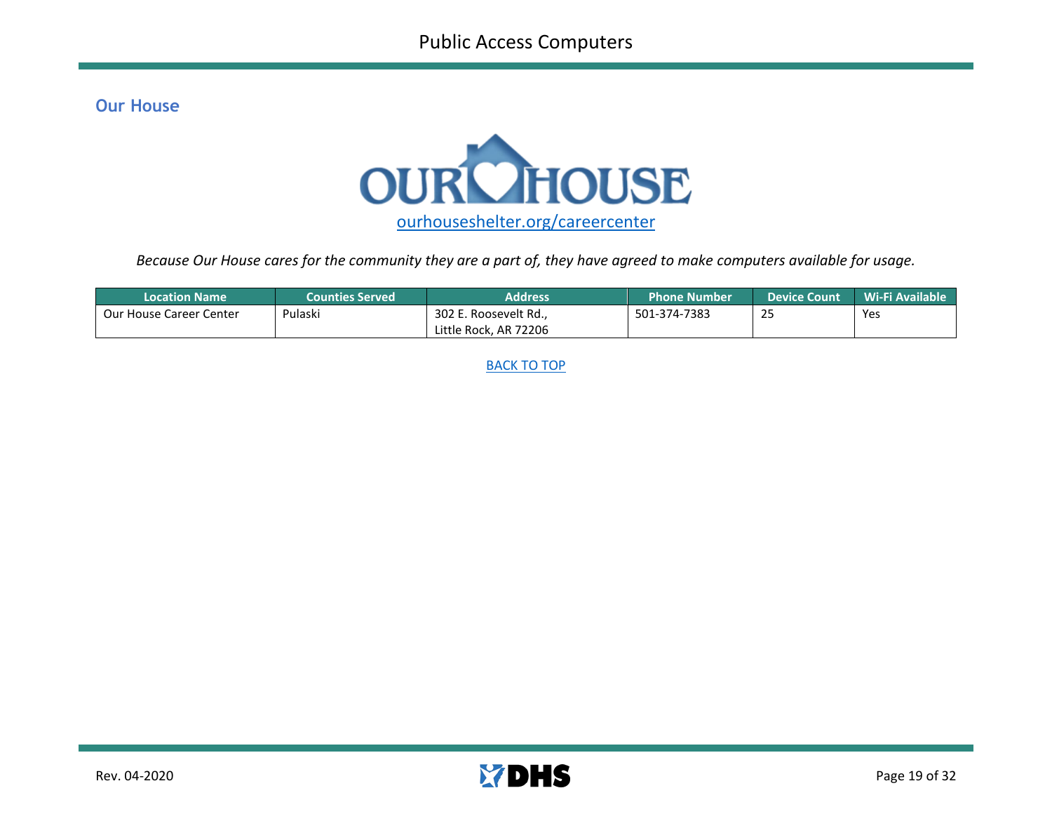## Our House

ourhouseshelter.org/careercenter

*Because Our House cares for the community they are a part of, they have agreed to make computers available for usage.*

| Location Name | Counties Served | Address | Phone Number | Device Count | Wi-Fi Available |
|---|---|---|---|---|---|
| Our House Career Center | Pulaski | 302 E. Roosevelt Rd., Little Rock, AR 72206 | 501-374-7383 | 25 | Yes |

BACK TO TOP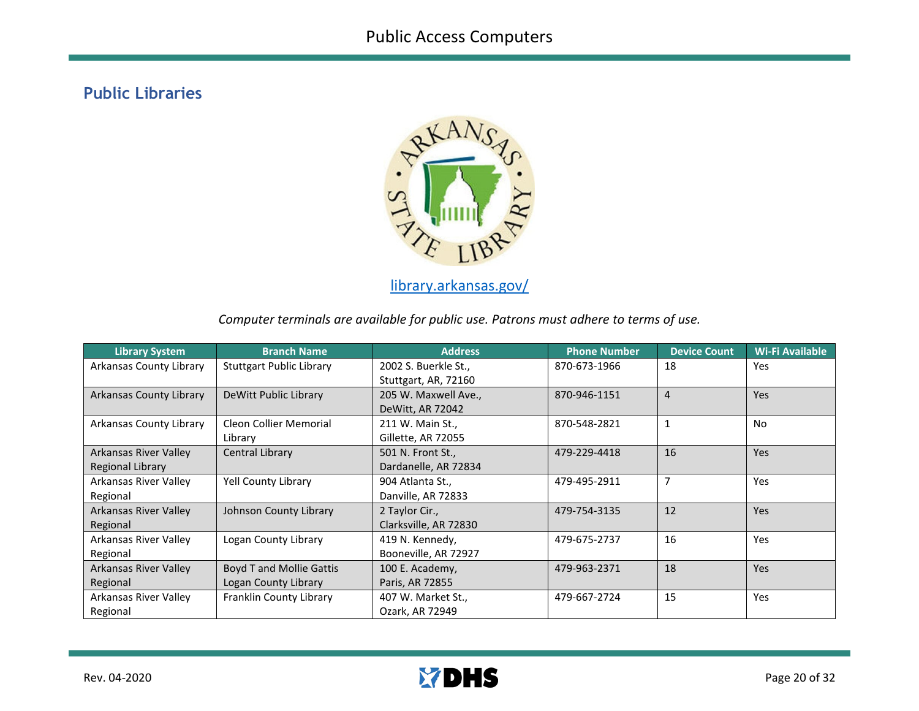## Public Libraries

[library.arkansas.gov/](library.arkansas.gov/)

*Computer terminals are available for public use. Patrons must adhere to terms of use.*

| Library System | Branch Name | Address | Phone Number | Device Count | Wi-Fi Available |
|---|---|---|---|---|---|
| Arkansas County Library | Stuttgart Public Library | 2002 S. Buerkle St., Stuttgart, AR, 72160 | 870-673-1966 | 18 | Yes |
| Arkansas County Library | DeWitt Public Library | 205 W. Maxwell Ave., DeWitt, AR 72042 | 870-946-1151 | 4 | Yes |
| Arkansas County Library | Cleon Collier Memorial Library | 211 W. Main St., Gillette, AR 72055 | 870-548-2821 | 1 | No |
| Arkansas River Valley Regional Library | Central Library | 501 N. Front St., Dardanelle, AR 72834 | 479-229-4418 | 16 | Yes |
| Arkansas River Valley Regional | Yell County Library | 904 Atlanta St., Danville, AR 72833 | 479-495-2911 | 7 | Yes |
| Arkansas River Valley Regional | Johnson County Library | 2 Taylor Cir., Clarksville, AR 72830 | 479-754-3135 | 12 | Yes |
| Arkansas River Valley Regional | Logan County Library | 419 N. Kennedy, Booneville, AR 72927 | 479-675-2737 | 16 | Yes |
| Arkansas River Valley Regional | Boyd T and Mollie Gattis Logan County Library | 100 E. Academy, Paris, AR 72855 | 479-963-2371 | 18 | Yes |
| Arkansas River Valley Regional | Franklin County Library | 407 W. Market St., Ozark, AR 72949 | 479-667-2724 | 15 | Yes |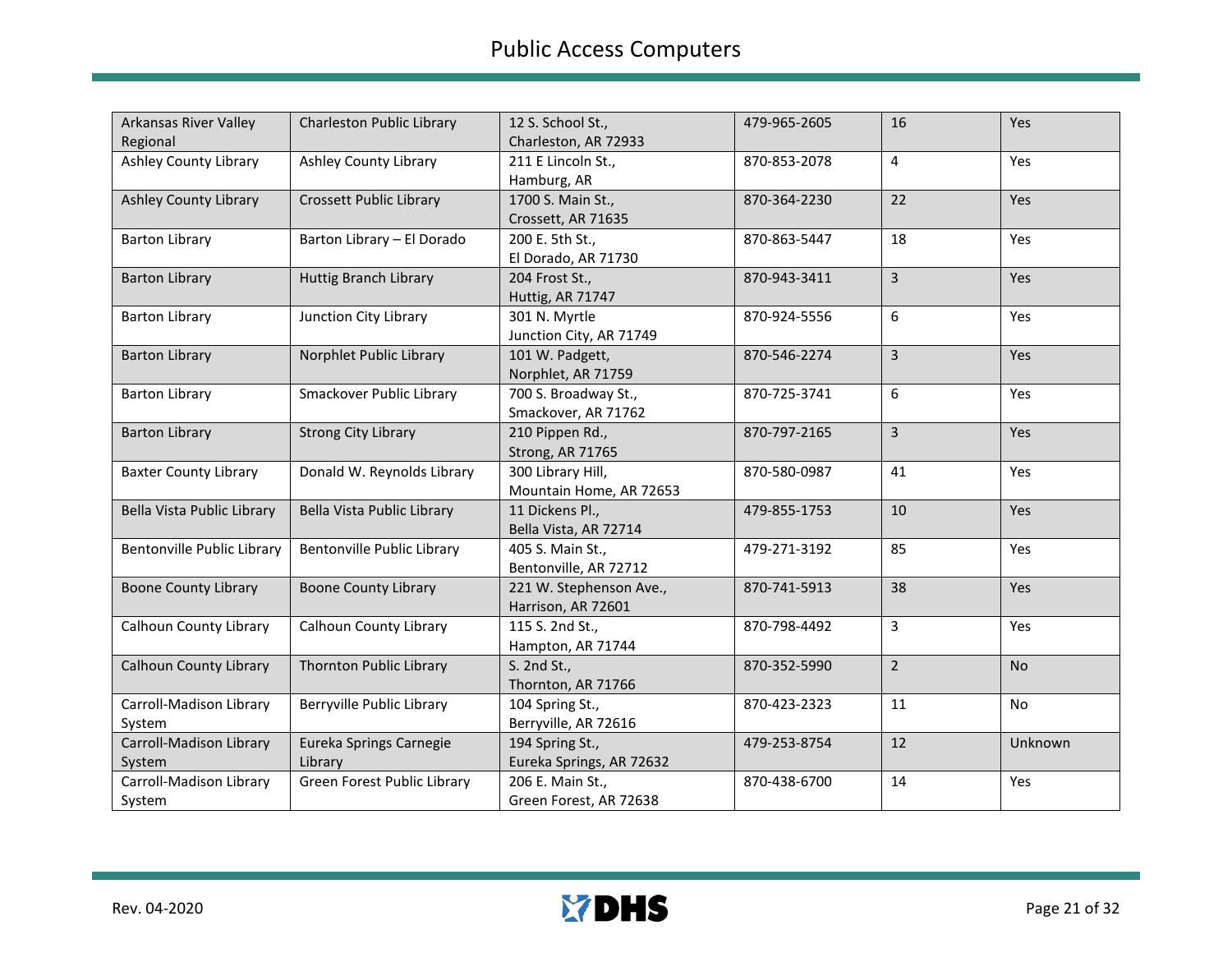# Public Access Computers

| | | | | | |
|---|---|---|---|---|---|
| Arkansas River Valley Regional | Charleston Public Library | 12 S. School St., Charleston, AR 72933 | 479-965-2605 | 16 | Yes |
| Ashley County Library | Ashley County Library | 211 E Lincoln St., Hamburg, AR | 870-853-2078 | 4 | Yes |
| Ashley County Library | Crossett Public Library | 1700 S. Main St., Crossett, AR 71635 | 870-364-2230 | 22 | Yes |
| Barton Library | Barton Library – El Dorado | 200 E. 5th St., El Dorado, AR 71730 | 870-863-5447 | 18 | Yes |
| Barton Library | Huttig Branch Library | 204 Frost St., Huttig, AR 71747 | 870-943-3411 | 3 | Yes |
| Barton Library | Junction City Library | 301 N. Myrtle Junction City, AR 71749 | 870-924-5556 | 6 | Yes |
| Barton Library | Norphlet Public Library | 101 W. Padgett, Norphlet, AR 71759 | 870-546-2274 | 3 | Yes |
| Barton Library | Smackover Public Library | 700 S. Broadway St., Smackover, AR 71762 | 870-725-3741 | 6 | Yes |
| Barton Library | Strong City Library | 210 Pippen Rd., Strong, AR 71765 | 870-797-2165 | 3 | Yes |
| Baxter County Library | Donald W. Reynolds Library | 300 Library Hill, Mountain Home, AR 72653 | 870-580-0987 | 41 | Yes |
| Bella Vista Public Library | Bella Vista Public Library | 11 Dickens Pl., Bella Vista, AR 72714 | 479-855-1753 | 10 | Yes |
| Bentonville Public Library | Bentonville Public Library | 405 S. Main St., Bentonville, AR 72712 | 479-271-3192 | 85 | Yes |
| Boone County Library | Boone County Library | 221 W. Stephenson Ave., Harrison, AR 72601 | 870-741-5913 | 38 | Yes |
| Calhoun County Library | Calhoun County Library | 115 S. 2nd St., Hampton, AR 71744 | 870-798-4492 | 3 | Yes |
| Calhoun County Library | Thornton Public Library | S. 2nd St., Thornton, AR 71766 | 870-352-5990 | 2 | No |
| Carroll-Madison Library System | Berryville Public Library | 104 Spring St., Berryville, AR 72616 | 870-423-2323 | 11 | No |
| Carroll-Madison Library System | Eureka Springs Carnegie Library | 194 Spring St., Eureka Springs, AR 72632 | 479-253-8754 | 12 | Unknown |
| Carroll-Madison Library System | Green Forest Public Library | 206 E. Main St., Green Forest, AR 72638 | 870-438-6700 | 14 | Yes |

Rev. 04-2020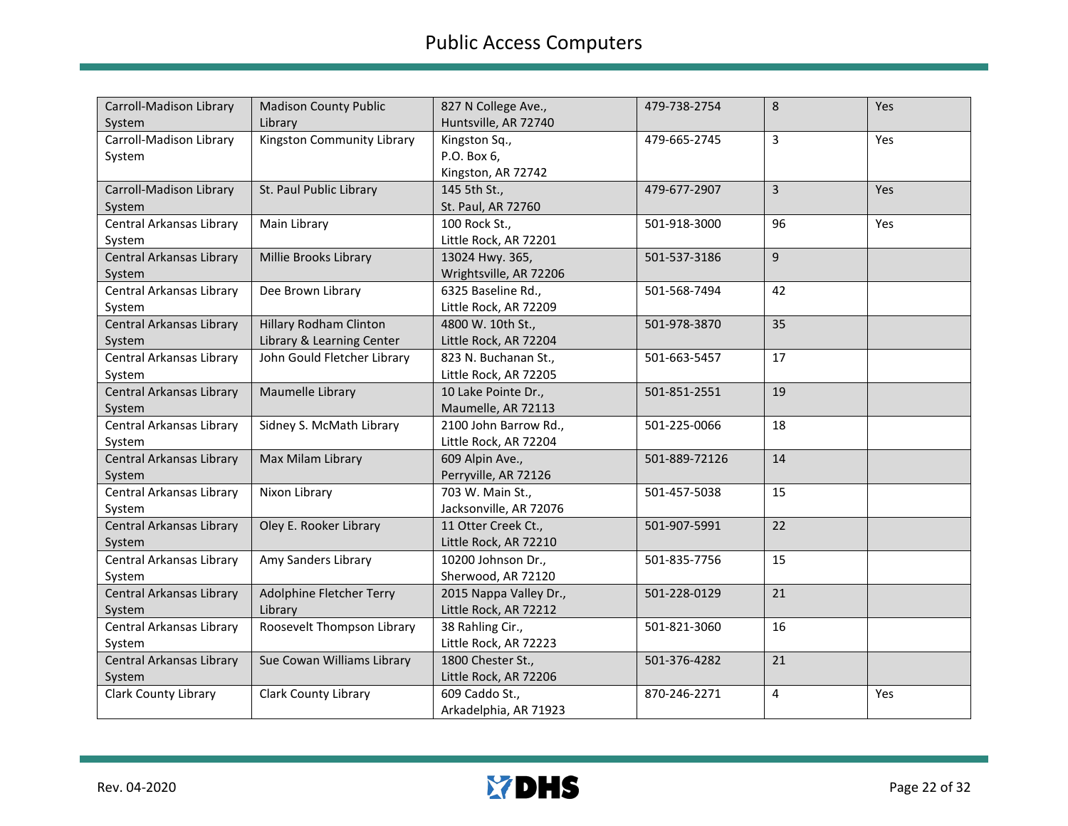| | | | | | |
|---|---|---|---|---|---|
| Carroll-Madison Library System | Madison County Public Library | 827 N College Ave., Huntsville, AR 72740 | 479-738-2754 | 8 | Yes |
| Carroll-Madison Library System | Kingston Community Library | Kingston Sq., P.O. Box 6, Kingston, AR 72742 | 479-665-2745 | 3 | Yes |
| Carroll-Madison Library System | St. Paul Public Library | 145 5th St., St. Paul, AR 72760 | 479-677-2907 | 3 | Yes |
| Central Arkansas Library System | Main Library | 100 Rock St., Little Rock, AR 72201 | 501-918-3000 | 96 | Yes |
| Central Arkansas Library System | Millie Brooks Library | 13024 Hwy. 365, Wrightsville, AR 72206 | 501-537-3186 | 9 | |
| Central Arkansas Library System | Dee Brown Library | 6325 Baseline Rd., Little Rock, AR 72209 | 501-568-7494 | 42 | |
| Central Arkansas Library System | Hillary Rodham Clinton Library & Learning Center | 4800 W. 10th St., Little Rock, AR 72204 | 501-978-3870 | 35 | |
| Central Arkansas Library System | John Gould Fletcher Library | 823 N. Buchanan St., Little Rock, AR 72205 | 501-663-5457 | 17 | |
| Central Arkansas Library System | Maumelle Library | 10 Lake Pointe Dr., Maumelle, AR 72113 | 501-851-2551 | 19 | |
| Central Arkansas Library System | Sidney S. McMath Library | 2100 John Barrow Rd., Little Rock, AR 72204 | 501-225-0066 | 18 | |
| Central Arkansas Library System | Max Milam Library | 609 Alpin Ave., Perryville, AR 72126 | 501-889-72126 | 14 | |
| Central Arkansas Library System | Nixon Library | 703 W. Main St., Jacksonville, AR 72076 | 501-457-5038 | 15 | |
| Central Arkansas Library System | Oley E. Rooker Library | 11 Otter Creek Ct., Little Rock, AR 72210 | 501-907-5991 | 22 | |
| Central Arkansas Library System | Amy Sanders Library | 10200 Johnson Dr., Sherwood, AR 72120 | 501-835-7756 | 15 | |
| Central Arkansas Library System | Adolphine Fletcher Terry Library | 2015 Nappa Valley Dr., Little Rock, AR 72212 | 501-228-0129 | 21 | |
| Central Arkansas Library System | Roosevelt Thompson Library | 38 Rahling Cir., Little Rock, AR 72223 | 501-821-3060 | 16 | |
| Central Arkansas Library System | Sue Cowan Williams Library | 1800 Chester St., Little Rock, AR 72206 | 501-376-4282 | 21 | |
| Clark County Library | Clark County Library | 609 Caddo St., Arkadelphia, AR 71923 | 870-246-2271 | 4 | Yes |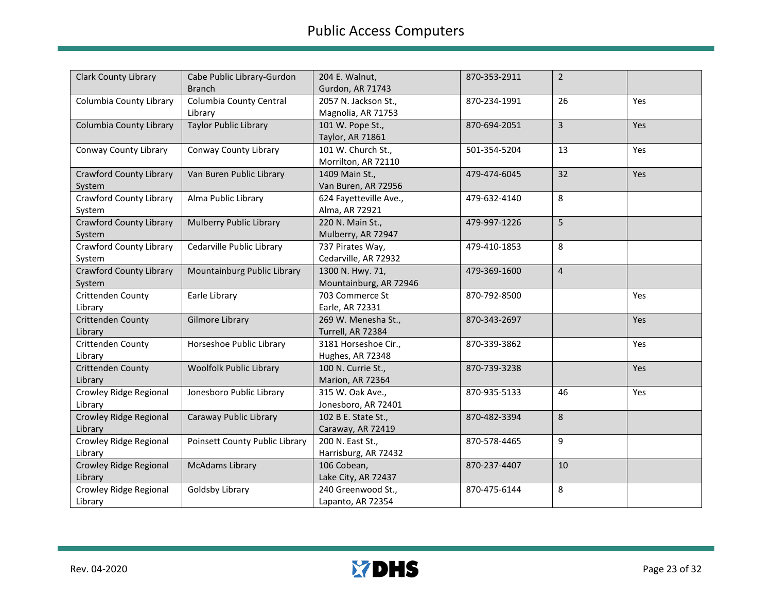# Public Access Computers

| | | | | | |
|---|---|---|---|---|---|
| Clark County Library | Cabe Public Library-Gurdon Branch | 204 E. Walnut, Gurdon, AR 71743 | 870-353-2911 | 2 | |
| Columbia County Library | Columbia County Central Library | 2057 N. Jackson St., Magnolia, AR 71753 | 870-234-1991 | 26 | Yes |
| Columbia County Library | Taylor Public Library | 101 W. Pope St., Taylor, AR 71861 | 870-694-2051 | 3 | Yes |
| Conway County Library | Conway County Library | 101 W. Church St., Morrilton, AR 72110 | 501-354-5204 | 13 | Yes |
| Crawford County Library System | Van Buren Public Library | 1409 Main St., Van Buren, AR 72956 | 479-474-6045 | 32 | Yes |
| Crawford County Library System | Alma Public Library | 624 Fayetteville Ave., Alma, AR 72921 | 479-632-4140 | 8 | |
| Crawford County Library System | Mulberry Public Library | 220 N. Main St., Mulberry, AR 72947 | 479-997-1226 | 5 | |
| Crawford County Library System | Cedarville Public Library | 737 Pirates Way, Cedarville, AR 72932 | 479-410-1853 | 8 | |
| Crawford County Library System | Mountainburg Public Library | 1300 N. Hwy. 71, Mountainburg, AR 72946 | 479-369-1600 | 4 | |
| Crittenden County Library | Earle Library | 703 Commerce St Earle, AR 72331 | 870-792-8500 | | Yes |
| Crittenden County Library | Gilmore Library | 269 W. Menesha St., Turrell, AR 72384 | 870-343-2697 | | Yes |
| Crittenden County Library | Horseshoe Public Library | 3181 Horseshoe Cir., Hughes, AR 72348 | 870-339-3862 | | Yes |
| Crittenden County Library | Woolfolk Public Library | 100 N. Currie St., Marion, AR 72364 | 870-739-3238 | | Yes |
| Crowley Ridge Regional Library | Jonesboro Public Library | 315 W. Oak Ave., Jonesboro, AR 72401 | 870-935-5133 | 46 | Yes |
| Crowley Ridge Regional Library | Caraway Public Library | 102 B E. State St., Caraway, AR 72419 | 870-482-3394 | 8 | |
| Crowley Ridge Regional Library | Poinsett County Public Library | 200 N. East St., Harrisburg, AR 72432 | 870-578-4465 | 9 | |
| Crowley Ridge Regional Library | McAdams Library | 106 Cobean, Lake City, AR 72437 | 870-237-4407 | 10 | |
| Crowley Ridge Regional Library | Goldsby Library | 240 Greenwood St., Lapanto, AR 72354 | 870-475-6144 | 8 | |

Rev. 04-2020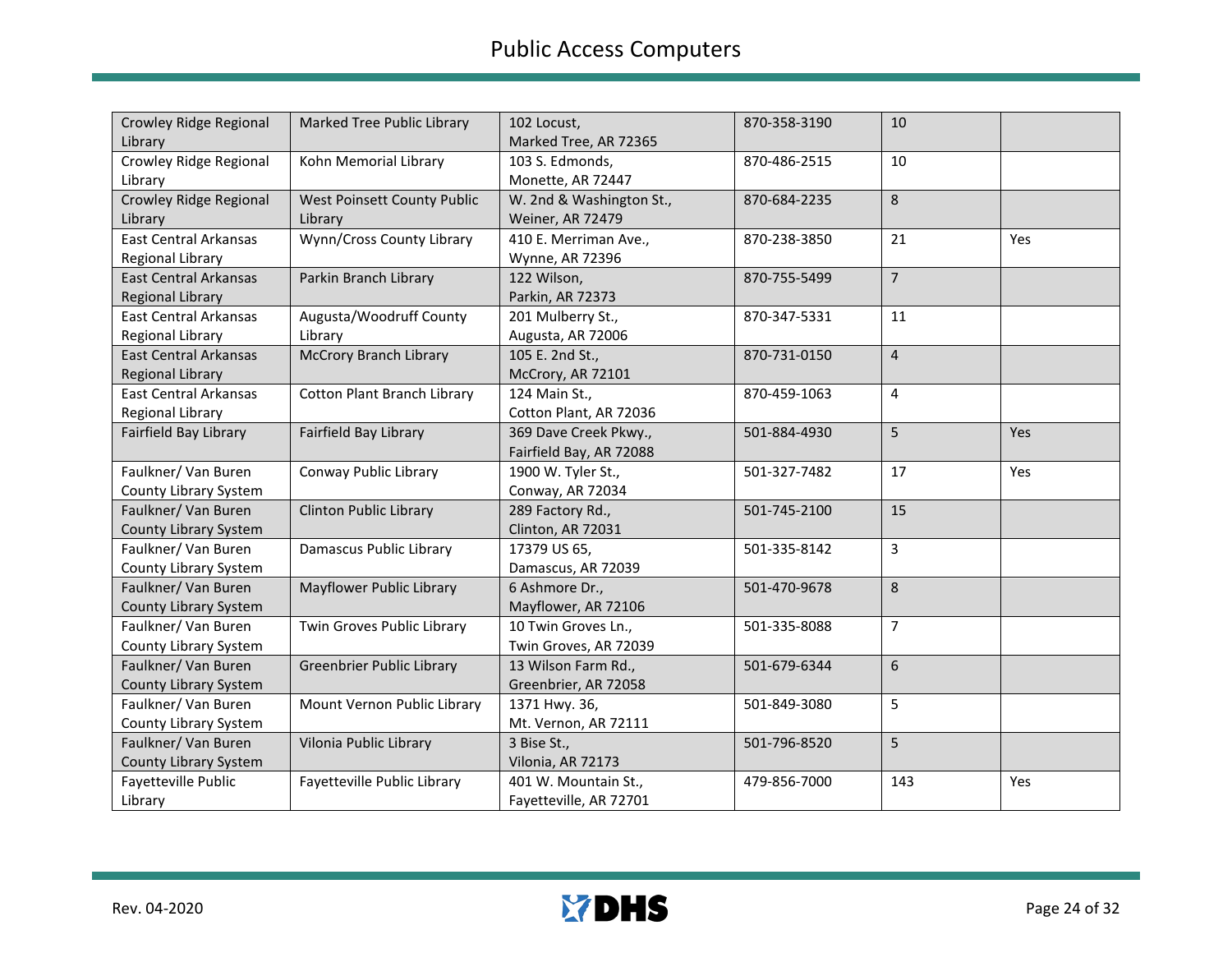# Public Access Computers

| | | | | | |
|---|---|---|---|---|---|
| Crowley Ridge Regional Library | Marked Tree Public Library | 102 Locust, Marked Tree, AR 72365 | 870-358-3190 | 10 | |
| Crowley Ridge Regional Library | Kohn Memorial Library | 103 S. Edmonds, Monette, AR 72447 | 870-486-2515 | 10 | |
| Crowley Ridge Regional Library | West Poinsett County Public Library | W. 2nd & Washington St., Weiner, AR 72479 | 870-684-2235 | 8 | |
| East Central Arkansas Regional Library | Wynn/Cross County Library | 410 E. Merriman Ave., Wynne, AR 72396 | 870-238-3850 | 21 | Yes |
| East Central Arkansas Regional Library | Parkin Branch Library | 122 Wilson, Parkin, AR 72373 | 870-755-5499 | 7 | |
| East Central Arkansas Regional Library | Augusta/Woodruff County Library | 201 Mulberry St., Augusta, AR 72006 | 870-347-5331 | 11 | |
| East Central Arkansas Regional Library | McCrory Branch Library | 105 E. 2nd St., McCrory, AR 72101 | 870-731-0150 | 4 | |
| East Central Arkansas Regional Library | Cotton Plant Branch Library | 124 Main St., Cotton Plant, AR 72036 | 870-459-1063 | 4 | |
| Fairfield Bay Library | Fairfield Bay Library | 369 Dave Creek Pkwy., Fairfield Bay, AR 72088 | 501-884-4930 | 5 | Yes |
| Faulkner/ Van Buren County Library System | Conway Public Library | 1900 W. Tyler St., Conway, AR 72034 | 501-327-7482 | 17 | Yes |
| Faulkner/ Van Buren County Library System | Clinton Public Library | 289 Factory Rd., Clinton, AR 72031 | 501-745-2100 | 15 | |
| Faulkner/ Van Buren County Library System | Damascus Public Library | 17379 US 65, Damascus, AR 72039 | 501-335-8142 | 3 | |
| Faulkner/ Van Buren County Library System | Mayflower Public Library | 6 Ashmore Dr., Mayflower, AR 72106 | 501-470-9678 | 8 | |
| Faulkner/ Van Buren County Library System | Twin Groves Public Library | 10 Twin Groves Ln., Twin Groves, AR 72039 | 501-335-8088 | 7 | |
| Faulkner/ Van Buren County Library System | Greenbrier Public Library | 13 Wilson Farm Rd., Greenbrier, AR 72058 | 501-679-6344 | 6 | |
| Faulkner/ Van Buren County Library System | Mount Vernon Public Library | 1371 Hwy. 36, Mt. Vernon, AR 72111 | 501-849-3080 | 5 | |
| Faulkner/ Van Buren County Library System | Vilonia Public Library | 3 Bise St., Vilonia, AR 72173 | 501-796-8520 | 5 | |
| Fayetteville Public Library | Fayetteville Public Library | 401 W. Mountain St., Fayetteville, AR 72701 | 479-856-7000 | 143 | Yes |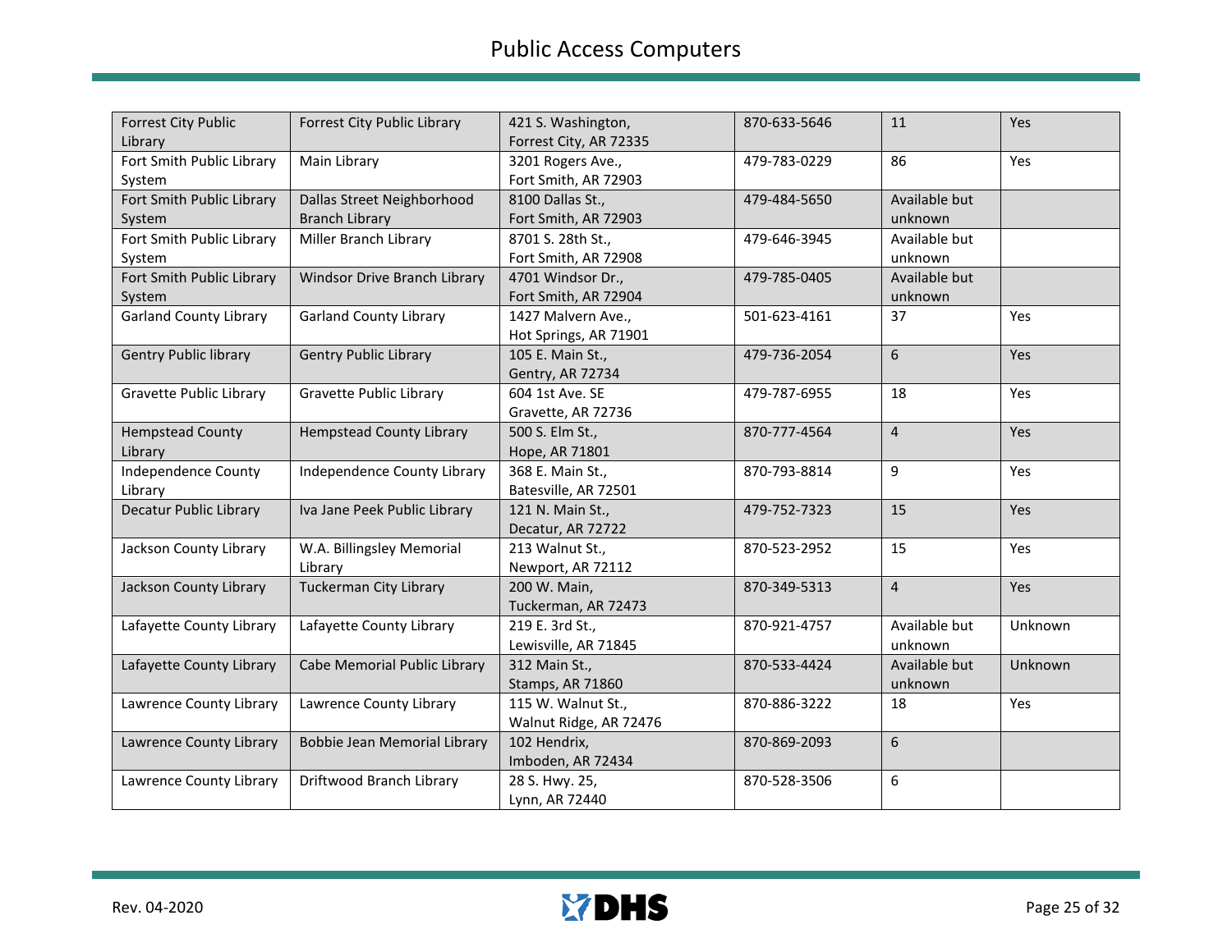# Public Access Computers

| | | | | | |
|---|---|---|---|---|---|
| Forrest City Public Library | Forrest City Public Library | 421 S. Washington, Forrest City, AR 72335 | 870-633-5646 | 11 | Yes |
| Fort Smith Public Library System | Main Library | 3201 Rogers Ave., Fort Smith, AR 72903 | 479-783-0229 | 86 | Yes |
| Fort Smith Public Library System | Dallas Street Neighborhood Branch Library | 8100 Dallas St., Fort Smith, AR 72903 | 479-484-5650 | Available but unknown | |
| Fort Smith Public Library System | Miller Branch Library | 8701 S. 28th St., Fort Smith, AR 72908 | 479-646-3945 | Available but unknown | |
| Fort Smith Public Library System | Windsor Drive Branch Library | 4701 Windsor Dr., Fort Smith, AR 72904 | 479-785-0405 | Available but unknown | |
| Garland County Library | Garland County Library | 1427 Malvern Ave., Hot Springs, AR 71901 | 501-623-4161 | 37 | Yes |
| Gentry Public library | Gentry Public Library | 105 E. Main St., Gentry, AR 72734 | 479-736-2054 | 6 | Yes |
| Gravette Public Library | Gravette Public Library | 604 1st Ave. SE Gravette, AR 72736 | 479-787-6955 | 18 | Yes |
| Hempstead County Library | Hempstead County Library | 500 S. Elm St., Hope, AR 71801 | 870-777-4564 | 4 | Yes |
| Independence County Library | Independence County Library | 368 E. Main St., Batesville, AR 72501 | 870-793-8814 | 9 | Yes |
| Decatur Public Library | Iva Jane Peek Public Library | 121 N. Main St., Decatur, AR 72722 | 479-752-7323 | 15 | Yes |
| Jackson County Library | W.A. Billingsley Memorial Library | 213 Walnut St., Newport, AR 72112 | 870-523-2952 | 15 | Yes |
| Jackson County Library | Tuckerman City Library | 200 W. Main, Tuckerman, AR 72473 | 870-349-5313 | 4 | Yes |
| Lafayette County Library | Lafayette County Library | 219 E. 3rd St., Lewisville, AR 71845 | 870-921-4757 | Available but unknown | Unknown |
| Lafayette County Library | Cabe Memorial Public Library | 312 Main St., Stamps, AR 71860 | 870-533-4424 | Available but unknown | Unknown |
| Lawrence County Library | Lawrence County Library | 115 W. Walnut St., Walnut Ridge, AR 72476 | 870-886-3222 | 18 | Yes |
| Lawrence County Library | Bobbie Jean Memorial Library | 102 Hendrix, Imboden, AR 72434 | 870-869-2093 | 6 | |
| Lawrence County Library | Driftwood Branch Library | 28 S. Hwy. 25, Lynn, AR 72440 | 870-528-3506 | 6 | |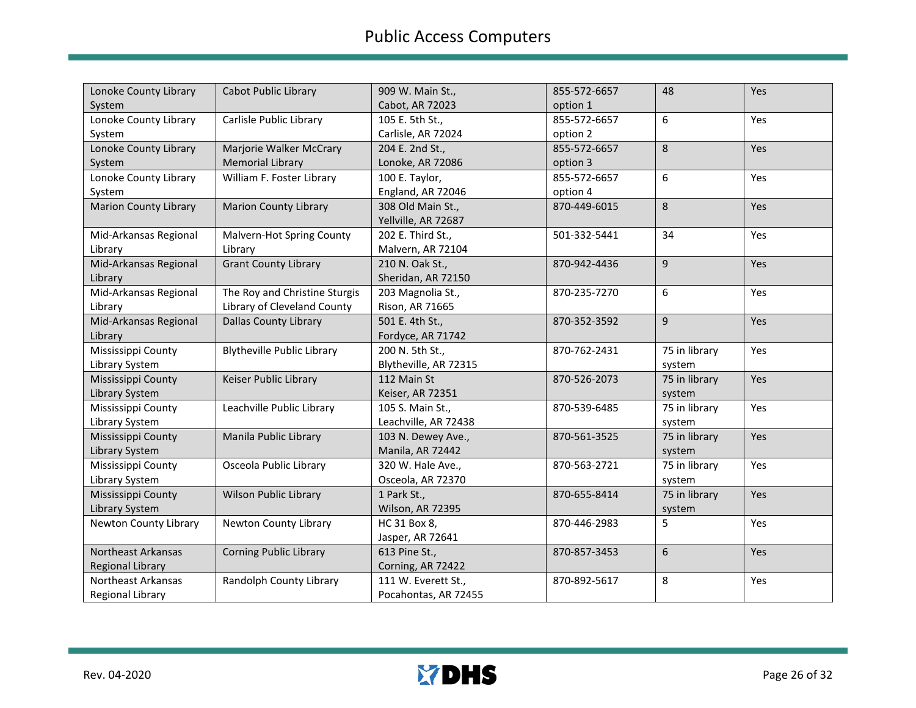# Public Access Computers

| | | | | | |
|---|---|---|---|---|---|
| Lonoke County Library System | Cabot Public Library | 909 W. Main St., Cabot, AR 72023 | 855-572-6657 option 1 | 48 | Yes |
| Lonoke County Library System | Carlisle Public Library | 105 E. 5th St., Carlisle, AR 72024 | 855-572-6657 option 2 | 6 | Yes |
| Lonoke County Library System | Marjorie Walker McCrary Memorial Library | 204 E. 2nd St., Lonoke, AR 72086 | 855-572-6657 option 3 | 8 | Yes |
| Lonoke County Library System | William F. Foster Library | 100 E. Taylor, England, AR 72046 | 855-572-6657 option 4 | 6 | Yes |
| Marion County Library | Marion County Library | 308 Old Main St., Yellville, AR 72687 | 870-449-6015 | 8 | Yes |
| Mid-Arkansas Regional Library | Malvern-Hot Spring County Library | 202 E. Third St., Malvern, AR 72104 | 501-332-5441 | 34 | Yes |
| Mid-Arkansas Regional Library | Grant County Library | 210 N. Oak St., Sheridan, AR 72150 | 870-942-4436 | 9 | Yes |
| Mid-Arkansas Regional Library | The Roy and Christine Sturgis Library of Cleveland County | 203 Magnolia St., Rison, AR 71665 | 870-235-7270 | 6 | Yes |
| Mid-Arkansas Regional Library | Dallas County Library | 501 E. 4th St., Fordyce, AR 71742 | 870-352-3592 | 9 | Yes |
| Mississippi County Library System | Blytheville Public Library | 200 N. 5th St., Blytheville, AR 72315 | 870-762-2431 | 75 in library system | Yes |
| Mississippi County Library System | Keiser Public Library | 112 Main St Keiser, AR 72351 | 870-526-2073 | 75 in library system | Yes |
| Mississippi County Library System | Leachville Public Library | 105 S. Main St., Leachville, AR 72438 | 870-539-6485 | 75 in library system | Yes |
| Mississippi County Library System | Manila Public Library | 103 N. Dewey Ave., Manila, AR 72442 | 870-561-3525 | 75 in library system | Yes |
| Mississippi County Library System | Osceola Public Library | 320 W. Hale Ave., Osceola, AR 72370 | 870-563-2721 | 75 in library system | Yes |
| Mississippi County Library System | Wilson Public Library | 1 Park St., Wilson, AR 72395 | 870-655-8414 | 75 in library system | Yes |
| Newton County Library | Newton County Library | HC 31 Box 8, Jasper, AR 72641 | 870-446-2983 | 5 | Yes |
| Northeast Arkansas Regional Library | Corning Public Library | 613 Pine St., Corning, AR 72422 | 870-857-3453 | 6 | Yes |
| Northeast Arkansas Regional Library | Randolph County Library | 111 W. Everett St., Pocahontas, AR 72455 | 870-892-5617 | 8 | Yes |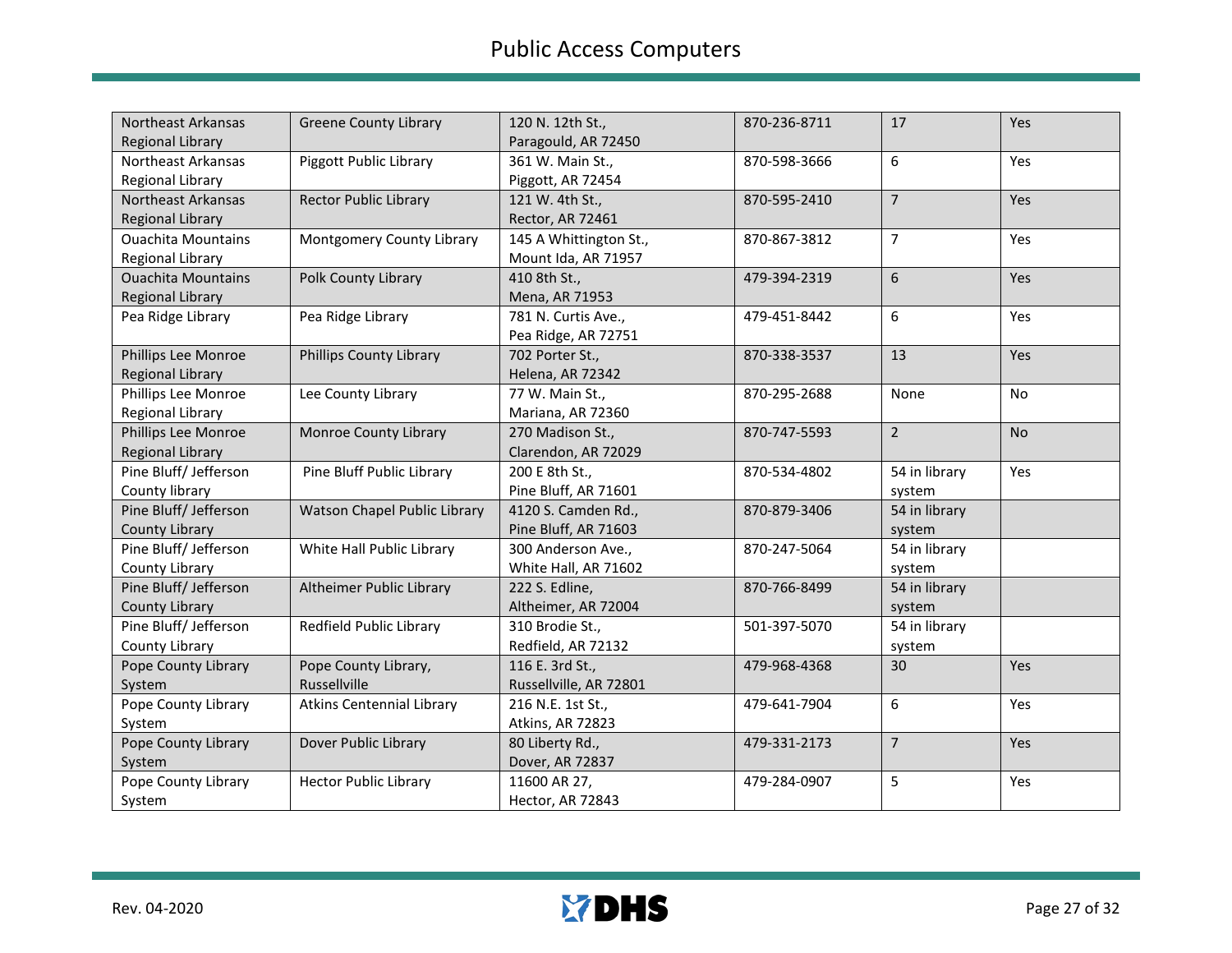# Public Access Computers

| | | | | | |
|---|---|---|---|---|---|
| Northeast Arkansas Regional Library | Greene County Library | 120 N. 12th St., Paragould, AR 72450 | 870-236-8711 | 17 | Yes |
| Northeast Arkansas Regional Library | Piggott Public Library | 361 W. Main St., Piggott, AR 72454 | 870-598-3666 | 6 | Yes |
| Northeast Arkansas Regional Library | Rector Public Library | 121 W. 4th St., Rector, AR 72461 | 870-595-2410 | 7 | Yes |
| Ouachita Mountains Regional Library | Montgomery County Library | 145 A Whittington St., Mount Ida, AR 71957 | 870-867-3812 | 7 | Yes |
| Ouachita Mountains Regional Library | Polk County Library | 410 8th St., Mena, AR 71953 | 479-394-2319 | 6 | Yes |
| Pea Ridge Library | Pea Ridge Library | 781 N. Curtis Ave., Pea Ridge, AR 72751 | 479-451-8442 | 6 | Yes |
| Phillips Lee Monroe Regional Library | Phillips County Library | 702 Porter St., Helena, AR 72342 | 870-338-3537 | 13 | Yes |
| Phillips Lee Monroe Regional Library | Lee County Library | 77 W. Main St., Mariana, AR 72360 | 870-295-2688 | None | No |
| Phillips Lee Monroe Regional Library | Monroe County Library | 270 Madison St., Clarendon, AR 72029 | 870-747-5593 | 2 | No |
| Pine Bluff/ Jefferson County library | Pine Bluff Public Library | 200 E 8th St., Pine Bluff, AR 71601 | 870-534-4802 | 54 in library system | Yes |
| Pine Bluff/ Jefferson County Library | Watson Chapel Public Library | 4120 S. Camden Rd., Pine Bluff, AR 71603 | 870-879-3406 | 54 in library system | |
| Pine Bluff/ Jefferson County Library | White Hall Public Library | 300 Anderson Ave., White Hall, AR 71602 | 870-247-5064 | 54 in library system | |
| Pine Bluff/ Jefferson County Library | Altheimer Public Library | 222 S. Edline, Altheimer, AR 72004 | 870-766-8499 | 54 in library system | |
| Pine Bluff/ Jefferson County Library | Redfield Public Library | 310 Brodie St., Redfield, AR 72132 | 501-397-5070 | 54 in library system | |
| Pope County Library System | Pope County Library, Russellville | 116 E. 3rd St., Russellville, AR 72801 | 479-968-4368 | 30 | Yes |
| Pope County Library System | Atkins Centennial Library | 216 N.E. 1st St., Atkins, AR 72823 | 479-641-7904 | 6 | Yes |
| Pope County Library System | Dover Public Library | 80 Liberty Rd., Dover, AR 72837 | 479-331-2173 | 7 | Yes |
| Pope County Library System | Hector Public Library | 11600 AR 27, Hector, AR 72843 | 479-284-0907 | 5 | Yes |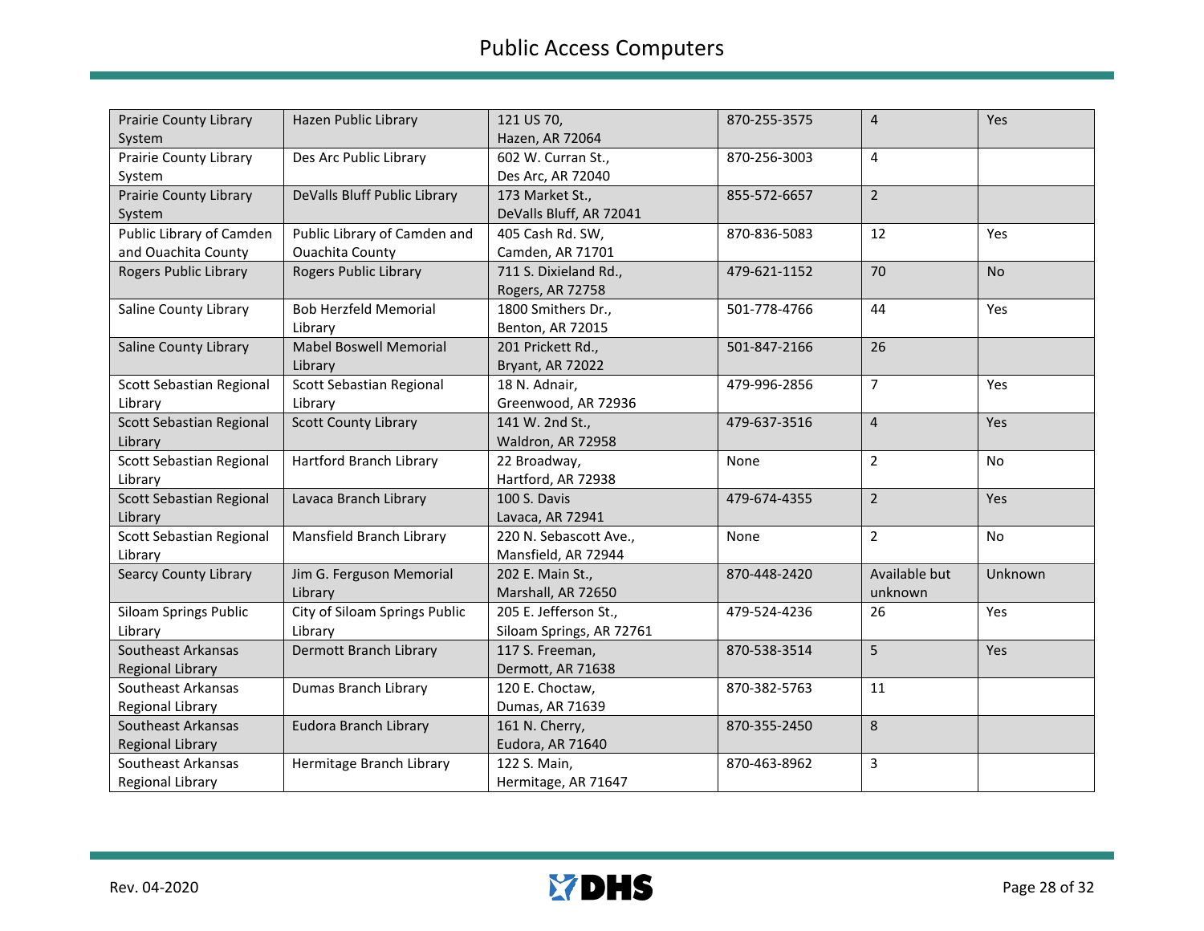# Public Access Computers

| | | | | | |
|---|---|---|---|---|---|
| Prairie County Library System | Hazen Public Library | 121 US 70, Hazen, AR 72064 | 870-255-3575 | 4 | Yes |
| Prairie County Library System | Des Arc Public Library | 602 W. Curran St., Des Arc, AR 72040 | 870-256-3003 | 4 | |
| Prairie County Library System | DeValls Bluff Public Library | 173 Market St., DeValls Bluff, AR 72041 | 855-572-6657 | 2 | |
| Public Library of Camden and Ouachita County | Public Library of Camden and Ouachita County | 405 Cash Rd. SW, Camden, AR 71701 | 870-836-5083 | 12 | Yes |
| Rogers Public Library | Rogers Public Library | 711 S. Dixieland Rd., Rogers, AR 72758 | 479-621-1152 | 70 | No |
| Saline County Library | Bob Herzfeld Memorial Library | 1800 Smithers Dr., Benton, AR 72015 | 501-778-4766 | 44 | Yes |
| Saline County Library | Mabel Boswell Memorial Library | 201 Prickett Rd., Bryant, AR 72022 | 501-847-2166 | 26 | |
| Scott Sebastian Regional Library | Scott Sebastian Regional Library | 18 N. Adnair, Greenwood, AR 72936 | 479-996-2856 | 7 | Yes |
| Scott Sebastian Regional Library | Scott County Library | 141 W. 2nd St., Waldron, AR 72958 | 479-637-3516 | 4 | Yes |
| Scott Sebastian Regional Library | Hartford Branch Library | 22 Broadway, Hartford, AR 72938 | None | 2 | No |
| Scott Sebastian Regional Library | Lavaca Branch Library | 100 S. Davis Lavaca, AR 72941 | 479-674-4355 | 2 | Yes |
| Scott Sebastian Regional Library | Mansfield Branch Library | 220 N. Sebascott Ave., Mansfield, AR 72944 | None | 2 | No |
| Searcy County Library | Jim G. Ferguson Memorial Library | 202 E. Main St., Marshall, AR 72650 | 870-448-2420 | Available but unknown | Unknown |
| Siloam Springs Public Library | City of Siloam Springs Public Library | 205 E. Jefferson St., Siloam Springs, AR 72761 | 479-524-4236 | 26 | Yes |
| Southeast Arkansas Regional Library | Dermott Branch Library | 117 S. Freeman, Dermott, AR 71638 | 870-538-3514 | 5 | Yes |
| Southeast Arkansas Regional Library | Dumas Branch Library | 120 E. Choctaw, Dumas, AR 71639 | 870-382-5763 | 11 | |
| Southeast Arkansas Regional Library | Eudora Branch Library | 161 N. Cherry, Eudora, AR 71640 | 870-355-2450 | 8 | |
| Southeast Arkansas Regional Library | Hermitage Branch Library | 122 S. Main, Hermitage, AR 71647 | 870-463-8962 | 3 | |

Rev. 04-2020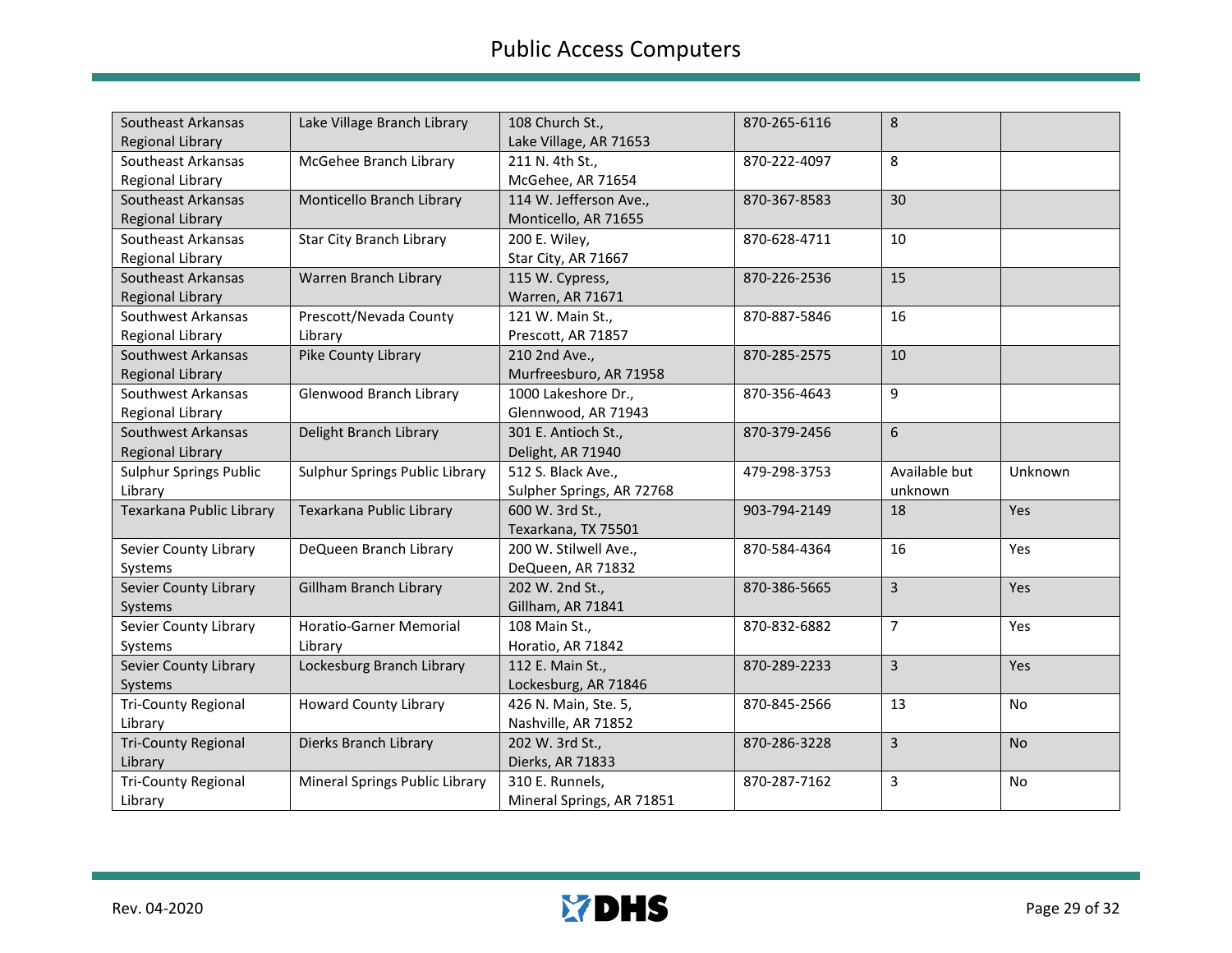# Public Access Computers

| | | | | | |
|---|---|---|---|---|---|
| Southeast Arkansas Regional Library | Lake Village Branch Library | 108 Church St., Lake Village, AR 71653 | 870-265-6116 | 8 | |
| Southeast Arkansas Regional Library | McGehee Branch Library | 211 N. 4th St., McGehee, AR 71654 | 870-222-4097 | 8 | |
| Southeast Arkansas Regional Library | Monticello Branch Library | 114 W. Jefferson Ave., Monticello, AR 71655 | 870-367-8583 | 30 | |
| Southeast Arkansas Regional Library | Star City Branch Library | 200 E. Wiley, Star City, AR 71667 | 870-628-4711 | 10 | |
| Southeast Arkansas Regional Library | Warren Branch Library | 115 W. Cypress, Warren, AR 71671 | 870-226-2536 | 15 | |
| Southwest Arkansas Regional Library | Prescott/Nevada County Library | 121 W. Main St., Prescott, AR 71857 | 870-887-5846 | 16 | |
| Southwest Arkansas Regional Library | Pike County Library | 210 2nd Ave., Murfreesburo, AR 71958 | 870-285-2575 | 10 | |
| Southwest Arkansas Regional Library | Glenwood Branch Library | 1000 Lakeshore Dr., Glennwood, AR 71943 | 870-356-4643 | 9 | |
| Southwest Arkansas Regional Library | Delight Branch Library | 301 E. Antioch St., Delight, AR 71940 | 870-379-2456 | 6 | |
| Sulphur Springs Public Library | Sulphur Springs Public Library | 512 S. Black Ave., Sulpher Springs, AR 72768 | 479-298-3753 | Available but unknown | Unknown |
| Texarkana Public Library | Texarkana Public Library | 600 W. 3rd St., Texarkana, TX 75501 | 903-794-2149 | 18 | Yes |
| Sevier County Library Systems | DeQueen Branch Library | 200 W. Stilwell Ave., DeQueen, AR 71832 | 870-584-4364 | 16 | Yes |
| Sevier County Library Systems | Gillham Branch Library | 202 W. 2nd St., Gillham, AR 71841 | 870-386-5665 | 3 | Yes |
| Sevier County Library Systems | Horatio-Garner Memorial Library | 108 Main St., Horatio, AR 71842 | 870-832-6882 | 7 | Yes |
| Sevier County Library Systems | Lockesburg Branch Library | 112 E. Main St., Lockesburg, AR 71846 | 870-289-2233 | 3 | Yes |
| Tri-County Regional Library | Howard County Library | 426 N. Main, Ste. 5, Nashville, AR 71852 | 870-845-2566 | 13 | No |
| Tri-County Regional Library | Dierks Branch Library | 202 W. 3rd St., Dierks, AR 71833 | 870-286-3228 | 3 | No |
| Tri-County Regional Library | Mineral Springs Public Library | 310 E. Runnels, Mineral Springs, AR 71851 | 870-287-7162 | 3 | No |

Rev. 04-2020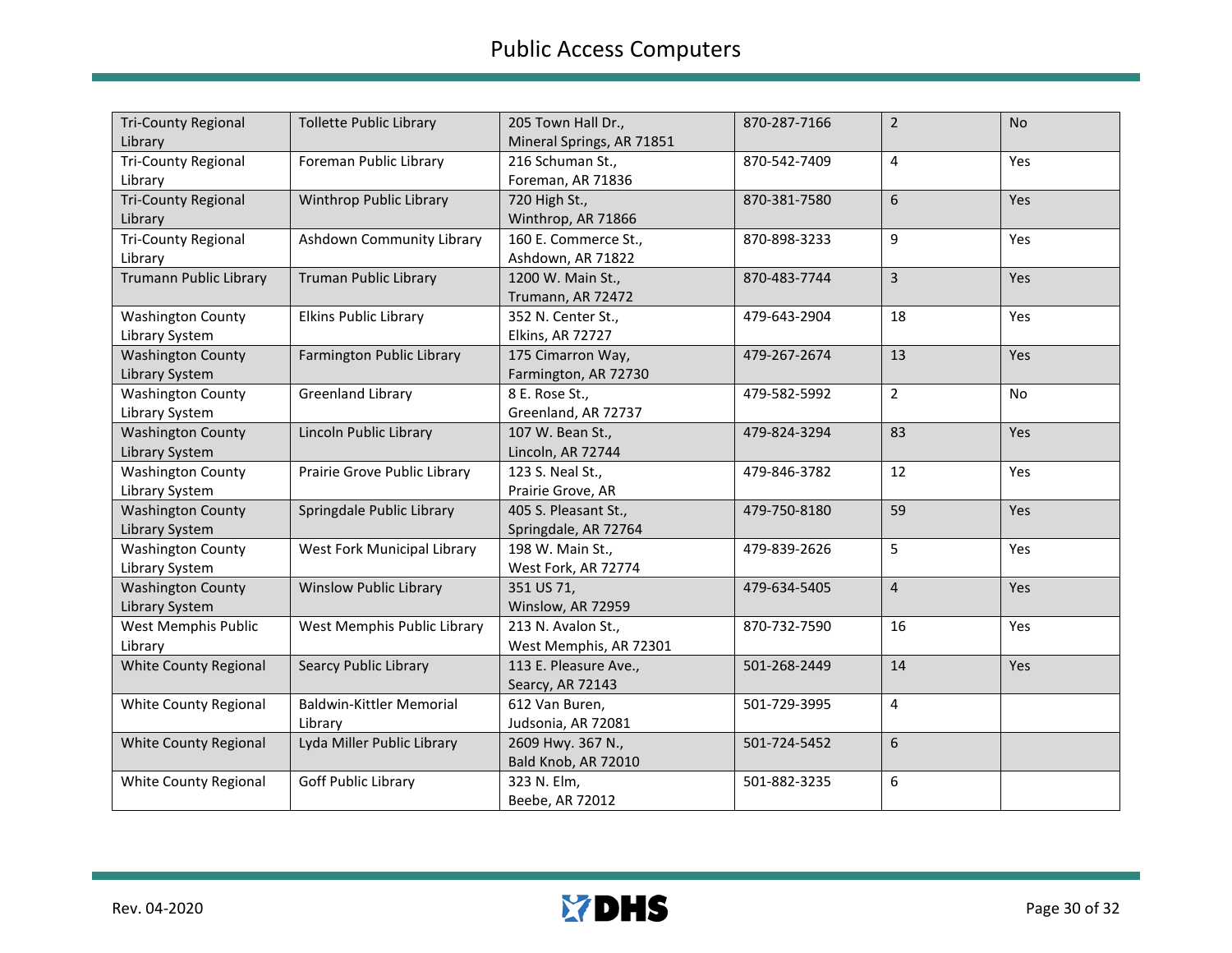# Public Access Computers

| | | | | | |
|---|---|---|---|---|---|
| Tri-County Regional Library | Tollette Public Library | 205 Town Hall Dr., Mineral Springs, AR 71851 | 870-287-7166 | 2 | No |
| Tri-County Regional Library | Foreman Public Library | 216 Schuman St., Foreman, AR 71836 | 870-542-7409 | 4 | Yes |
| Tri-County Regional Library | Winthrop Public Library | 720 High St., Winthrop, AR 71866 | 870-381-7580 | 6 | Yes |
| Tri-County Regional Library | Ashdown Community Library | 160 E. Commerce St., Ashdown, AR 71822 | 870-898-3233 | 9 | Yes |
| Trumann Public Library | Truman Public Library | 1200 W. Main St., Trumann, AR 72472 | 870-483-7744 | 3 | Yes |
| Washington County Library System | Elkins Public Library | 352 N. Center St., Elkins, AR 72727 | 479-643-2904 | 18 | Yes |
| Washington County Library System | Farmington Public Library | 175 Cimarron Way, Farmington, AR 72730 | 479-267-2674 | 13 | Yes |
| Washington County Library System | Greenland Library | 8 E. Rose St., Greenland, AR 72737 | 479-582-5992 | 2 | No |
| Washington County Library System | Lincoln Public Library | 107 W. Bean St., Lincoln, AR 72744 | 479-824-3294 | 83 | Yes |
| Washington County Library System | Prairie Grove Public Library | 123 S. Neal St., Prairie Grove, AR | 479-846-3782 | 12 | Yes |
| Washington County Library System | Springdale Public Library | 405 S. Pleasant St., Springdale, AR 72764 | 479-750-8180 | 59 | Yes |
| Washington County Library System | West Fork Municipal Library | 198 W. Main St., West Fork, AR 72774 | 479-839-2626 | 5 | Yes |
| Washington County Library System | Winslow Public Library | 351 US 71, Winslow, AR 72959 | 479-634-5405 | 4 | Yes |
| West Memphis Public Library | West Memphis Public Library | 213 N. Avalon St., West Memphis, AR 72301 | 870-732-7590 | 16 | Yes |
| White County Regional | Searcy Public Library | 113 E. Pleasure Ave., Searcy, AR 72143 | 501-268-2449 | 14 | Yes |
| White County Regional | Baldwin-Kittler Memorial Library | 612 Van Buren, Judsonia, AR 72081 | 501-729-3995 | 4 | |
| White County Regional | Lyda Miller Public Library | 2609 Hwy. 367 N., Bald Knob, AR 72010 | 501-724-5452 | 6 | |
| White County Regional | Goff Public Library | 323 N. Elm, Beebe, AR 72012 | 501-882-3235 | 6 | |

Rev. 04-2020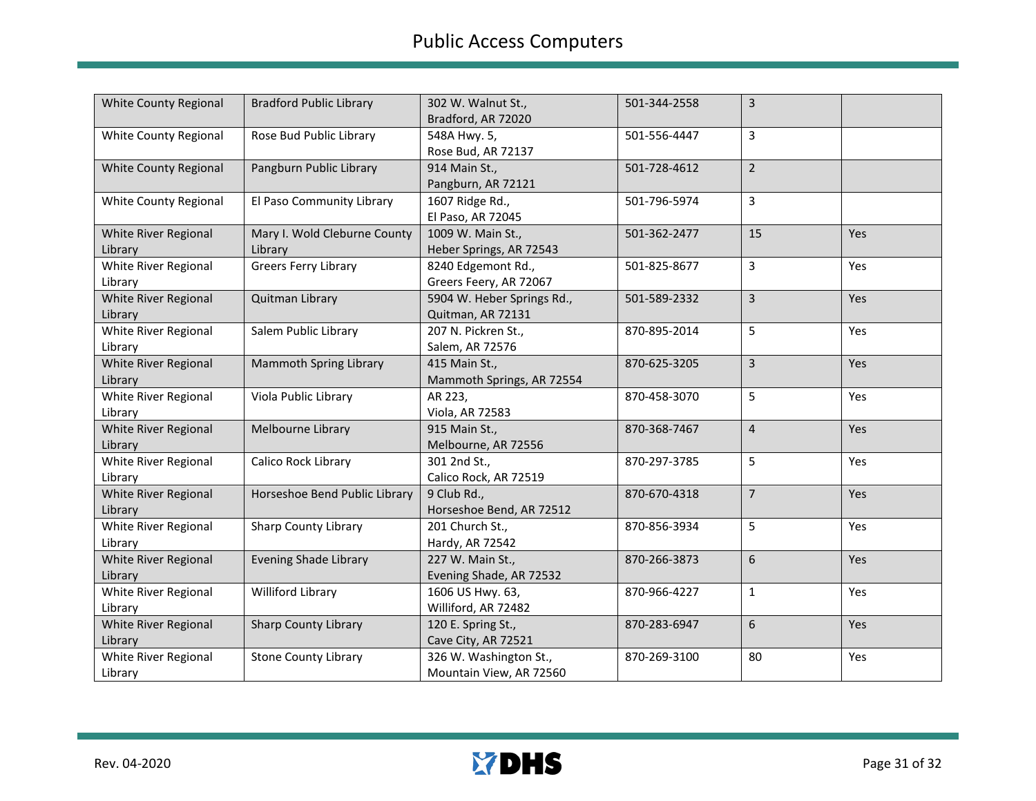# Public Access Computers

| | | | | | |
|---|---|---|---|---|---|
| White County Regional | Bradford Public Library | 302 W. Walnut St., Bradford, AR 72020 | 501-344-2558 | 3 | |
| White County Regional | Rose Bud Public Library | 548A Hwy. 5, Rose Bud, AR 72137 | 501-556-4447 | 3 | |
| White County Regional | Pangburn Public Library | 914 Main St., Pangburn, AR 72121 | 501-728-4612 | 2 | |
| White County Regional | El Paso Community Library | 1607 Ridge Rd., El Paso, AR 72045 | 501-796-5974 | 3 | |
| White River Regional Library | Mary I. Wold Cleburne County Library | 1009 W. Main St., Heber Springs, AR 72543 | 501-362-2477 | 15 | Yes |
| White River Regional Library | Greers Ferry Library | 8240 Edgemont Rd., Greers Feery, AR 72067 | 501-825-8677 | 3 | Yes |
| White River Regional Library | Quitman Library | 5904 W. Heber Springs Rd., Quitman, AR 72131 | 501-589-2332 | 3 | Yes |
| White River Regional Library | Salem Public Library | 207 N. Pickren St., Salem, AR 72576 | 870-895-2014 | 5 | Yes |
| White River Regional Library | Mammoth Spring Library | 415 Main St., Mammoth Springs, AR 72554 | 870-625-3205 | 3 | Yes |
| White River Regional Library | Viola Public Library | AR 223, Viola, AR 72583 | 870-458-3070 | 5 | Yes |
| White River Regional Library | Melbourne Library | 915 Main St., Melbourne, AR 72556 | 870-368-7467 | 4 | Yes |
| White River Regional Library | Calico Rock Library | 301 2nd St., Calico Rock, AR 72519 | 870-297-3785 | 5 | Yes |
| White River Regional Library | Horseshoe Bend Public Library | 9 Club Rd., Horseshoe Bend, AR 72512 | 870-670-4318 | 7 | Yes |
| White River Regional Library | Sharp County Library | 201 Church St., Hardy, AR 72542 | 870-856-3934 | 5 | Yes |
| White River Regional Library | Evening Shade Library | 227 W. Main St., Evening Shade, AR 72532 | 870-266-3873 | 6 | Yes |
| White River Regional Library | Williford Library | 1606 US Hwy. 63, Williford, AR 72482 | 870-966-4227 | 1 | Yes |
| White River Regional Library | Sharp County Library | 120 E. Spring St., Cave City, AR 72521 | 870-283-6947 | 6 | Yes |
| White River Regional Library | Stone County Library | 326 W. Washington St., Mountain View, AR 72560 | 870-269-3100 | 80 | Yes |

Rev. 04-2020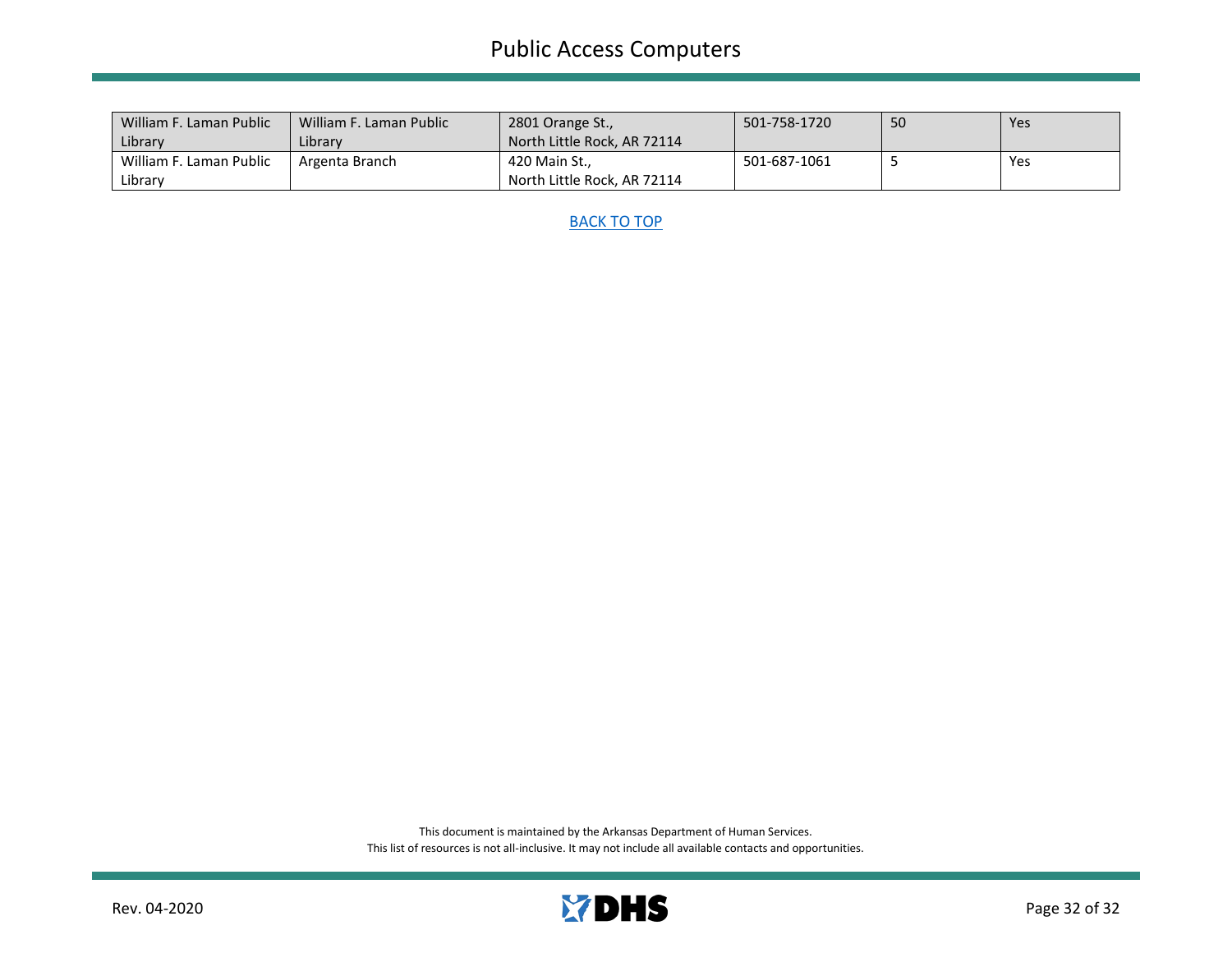| | | | | | |
|---|---|---|---|---|---|
| William F. Laman Public Library | William F. Laman Public Library | 2801 Orange St., North Little Rock, AR 72114 | 501-758-1720 | 50 | Yes |
| William F. Laman Public Library | Argenta Branch | 420 Main St., North Little Rock, AR 72114 | 501-687-1061 | 5 | Yes |

BACK TO TOP

This document is maintained by the Arkansas Department of Human Services.
This list of resources is not all-inclusive. It may not include all available contacts and opportunities.